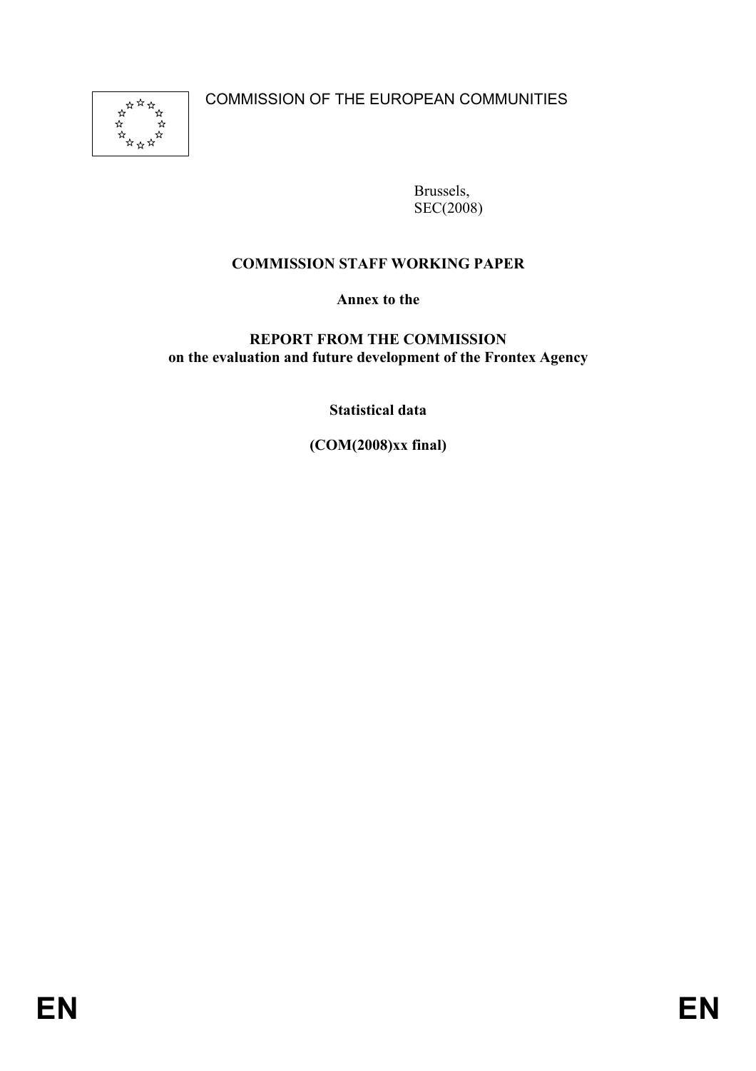COMMISSION OF THE EUROPEAN COMMUNITIES

Brussels,
SEC(2008)

**COMMISSION STAFF WORKING PAPER**

**Annex to the**

**REPORT FROM THE COMMISSION**
**on the evaluation and future development of the Frontex Agency**

**Statistical data**

**(COM(2008)xx final)**

EN EN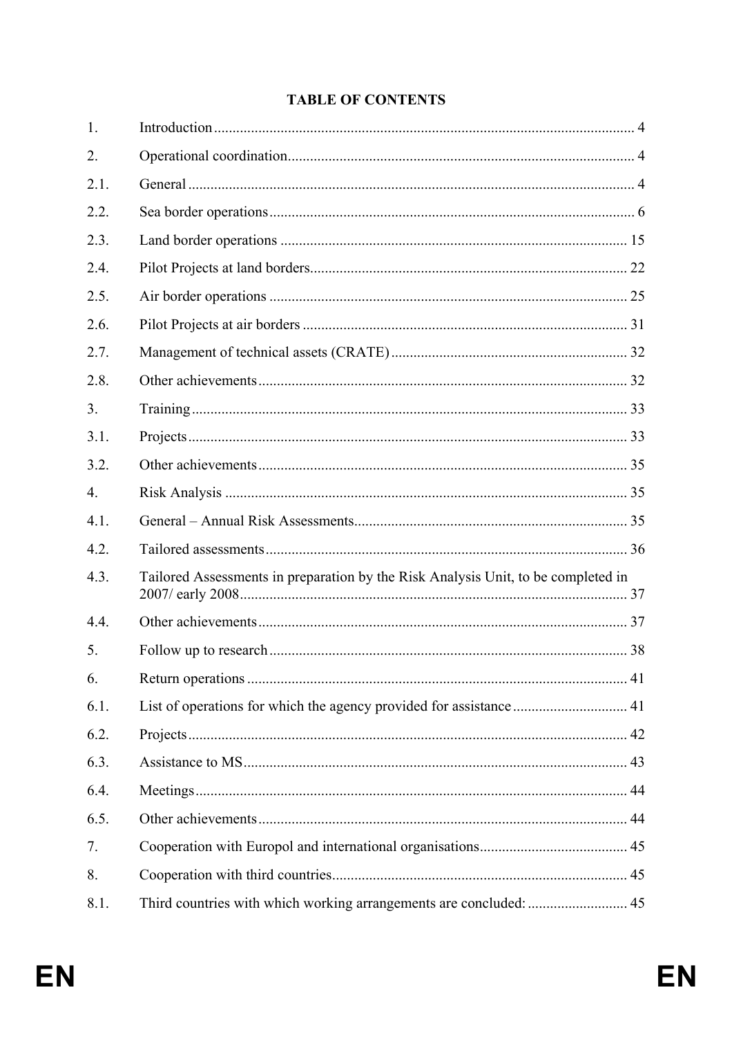**TABLE OF CONTENTS**

| | | |
|---|---|---|
| 1. | Introduction | 4 |
| 2. | Operational coordination | 4 |
| 2.1. | General | 4 |
| 2.2. | Sea border operations | 6 |
| 2.3. | Land border operations | 15 |
| 2.4. | Pilot Projects at land borders | 22 |
| 2.5. | Air border operations | 25 |
| 2.6. | Pilot Projects at air borders | 31 |
| 2.7. | Management of technical assets (CRATE) | 32 |
| 2.8. | Other achievements | 32 |
| 3. | Training | 33 |
| 3.1. | Projects | 33 |
| 3.2. | Other achievements | 35 |
| 4. | Risk Analysis | 35 |
| 4.1. | General – Annual Risk Assessments | 35 |
| 4.2. | Tailored assessments | 36 |
| 4.3. | Tailored Assessments in preparation by the Risk Analysis Unit, to be completed in 2007/ early 2008 | 37 |
| 4.4. | Other achievements | 37 |
| 5. | Follow up to research | 38 |
| 6. | Return operations | 41 |
| 6.1. | List of operations for which the agency provided for assistance | 41 |
| 6.2. | Projects | 42 |
| 6.3. | Assistance to MS | 43 |
| 6.4. | Meetings | 44 |
| 6.5. | Other achievements | 44 |
| 7. | Cooperation with Europol and international organisations | 45 |
| 8. | Cooperation with third countries | 45 |
| 8.1. | Third countries with which working arrangements are concluded: | 45 |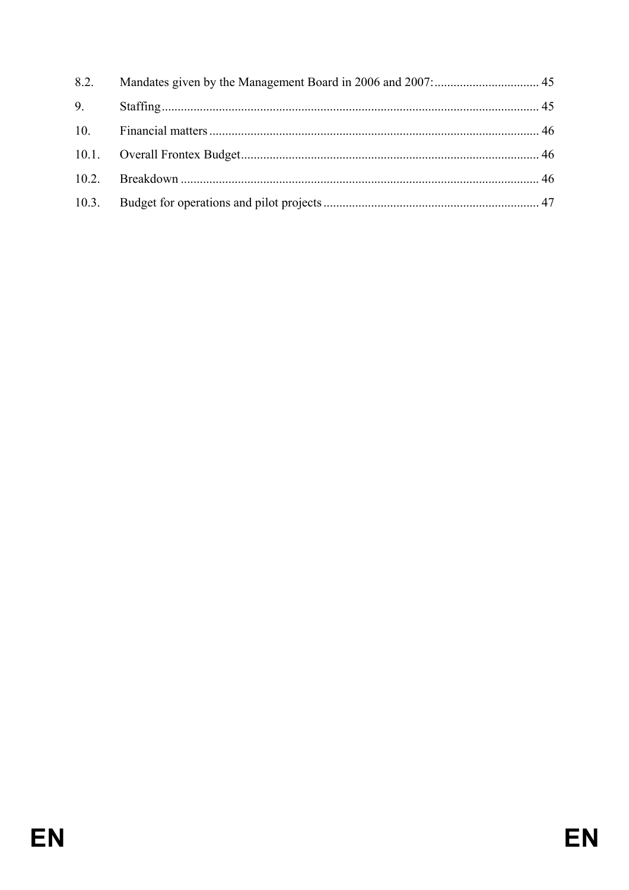8.2. Mandates given by the Management Board in 2006 and 2007: ................................ 45

9. Staffing ..................................................................................................................... 45

10. Financial matters ...................................................................................................... 46

10.1. Overall Frontex Budget ............................................................................................ 46

10.2. Breakdown ............................................................................................................... 46

10.3. Budget for operations and pilot projects .................................................................. 47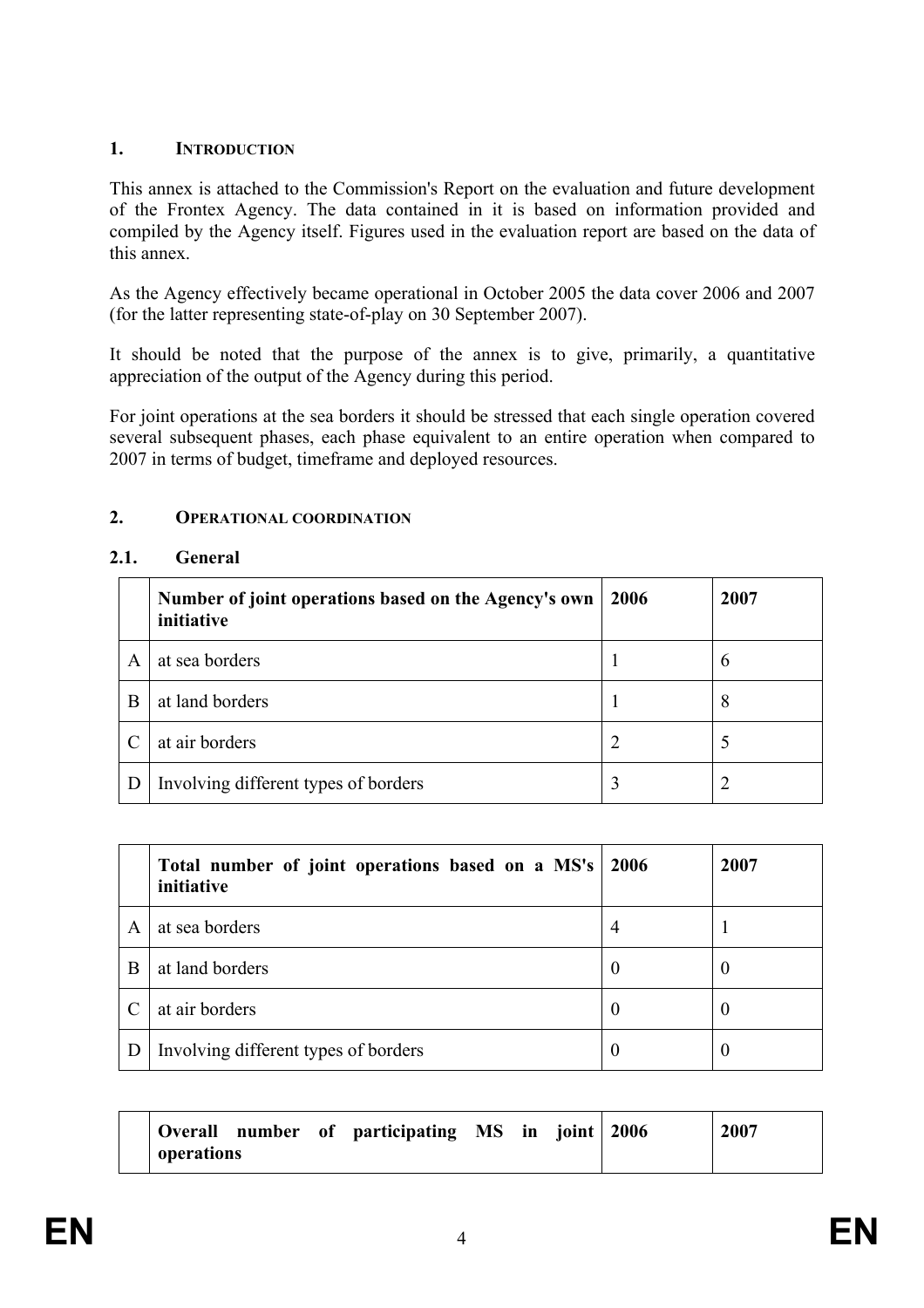## 1. INTRODUCTION

This annex is attached to the Commission's Report on the evaluation and future development of the Frontex Agency. The data contained in it is based on information provided and compiled by the Agency itself. Figures used in the evaluation report are based on the data of this annex.

As the Agency effectively became operational in October 2005 the data cover 2006 and 2007 (for the latter representing state-of-play on 30 September 2007).

It should be noted that the purpose of the annex is to give, primarily, a quantitative appreciation of the output of the Agency during this period.

For joint operations at the sea borders it should be stressed that each single operation covered several subsequent phases, each phase equivalent to an entire operation when compared to 2007 in terms of budget, timeframe and deployed resources.

## 2. OPERATIONAL COORDINATION

### 2.1. General

| | **Number of joint operations based on the Agency's own initiative** | **2006** | **2007** |
|---|---|---|---|
| A | at sea borders | 1 | 6 |
| B | at land borders | 1 | 8 |
| C | at air borders | 2 | 5 |
| D | Involving different types of borders | 3 | 2 |

| | **Total number of joint operations based on a MS's initiative** | **2006** | **2007** |
|---|---|---|---|
| A | at sea borders | 4 | 1 |
| B | at land borders | 0 | 0 |
| C | at air borders | 0 | 0 |
| D | Involving different types of borders | 0 | 0 |

| | **Overall number of participating MS in joint operations** | **2006** | **2007** |
|---|---|---|---|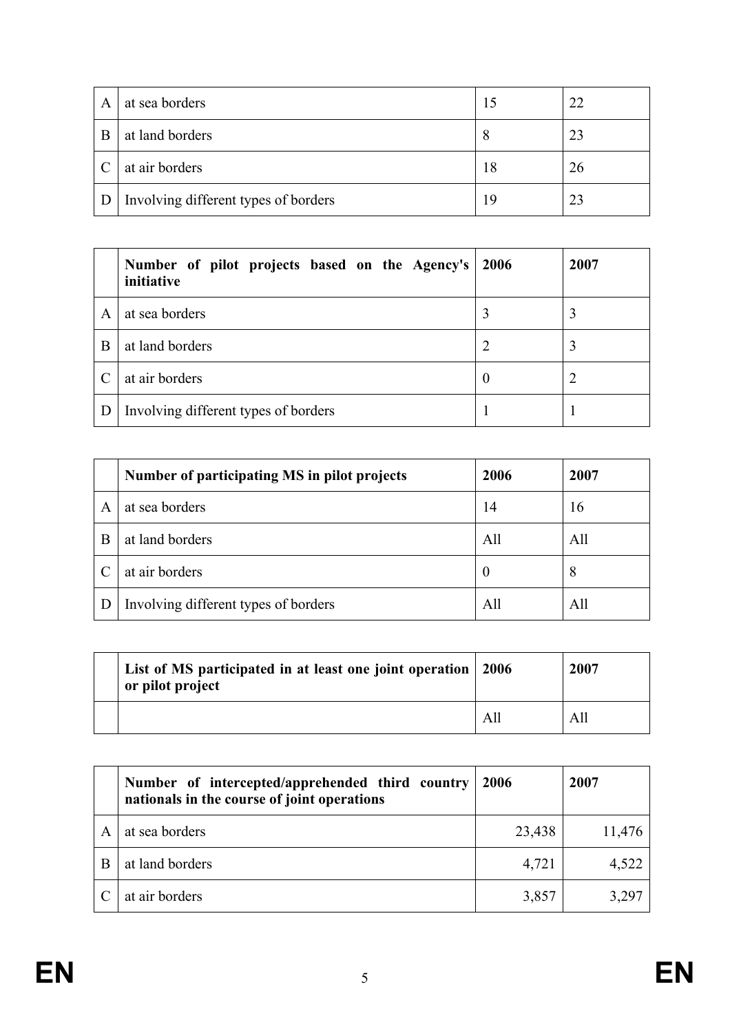| | | | |
|---|---|---|---|
| A | at sea borders | 15 | 22 |
| B | at land borders | 8 | 23 |
| C | at air borders | 18 | 26 |
| D | Involving different types of borders | 19 | 23 |

| | **Number of pilot projects based on the Agency's initiative** | **2006** | **2007** |
|---|---|---|---|
| A | at sea borders | 3 | 3 |
| B | at land borders | 2 | 3 |
| C | at air borders | 0 | 2 |
| D | Involving different types of borders | 1 | 1 |

| | **Number of participating MS in pilot projects** | **2006** | **2007** |
|---|---|---|---|
| A | at sea borders | 14 | 16 |
| B | at land borders | All | All |
| C | at air borders | 0 | 8 |
| D | Involving different types of borders | All | All |

| | **List of MS participated in at least one joint operation or pilot project** | **2006** | **2007** |
|---|---|---|---|
| | | All | All |

| | **Number of intercepted/apprehended third country nationals in the course of joint operations** | **2006** | **2007** |
|---|---|---|---|
| A | at sea borders | 23,438 | 11,476 |
| B | at land borders | 4,721 | 4,522 |
| C | at air borders | 3,857 | 3,297 |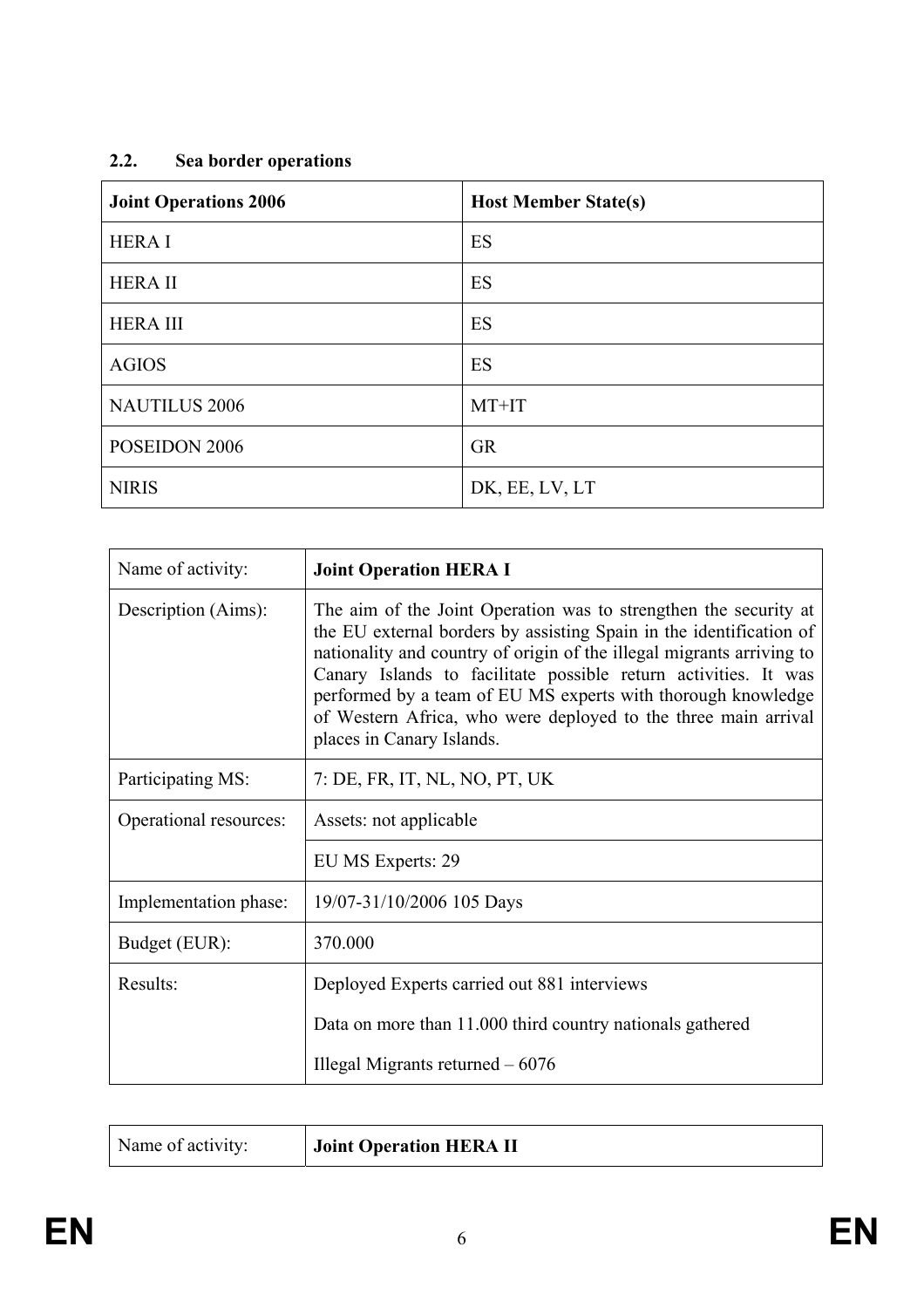## 2.2. Sea border operations

| Joint Operations 2006 | Host Member State(s) |
|---|---|
| HERA I | ES |
| HERA II | ES |
| HERA III | ES |
| AGIOS | ES |
| NAUTILUS 2006 | MT+IT |
| POSEIDON 2006 | GR |
| NIRIS | DK, EE, LV, LT |

| Name of activity: | **Joint Operation HERA I** |
|---|---|
| Description (Aims): | The aim of the Joint Operation was to strengthen the security at the EU external borders by assisting Spain in the identification of nationality and country of origin of the illegal migrants arriving to Canary Islands to facilitate possible return activities. It was performed by a team of EU MS experts with thorough knowledge of Western Africa, who were deployed to the three main arrival places in Canary Islands. |
| Participating MS: | 7: DE, FR, IT, NL, NO, PT, UK |
| Operational resources: | Assets: not applicable |
| | EU MS Experts: 29 |
| Implementation phase: | 19/07-31/10/2006 105 Days |
| Budget (EUR): | 370.000 |
| Results: | Deployed Experts carried out 881 interviews<br><br>Data on more than 11.000 third country nationals gathered<br><br>Illegal Migrants returned – 6076 |

| Name of activity: | **Joint Operation HERA II** |
|---|---|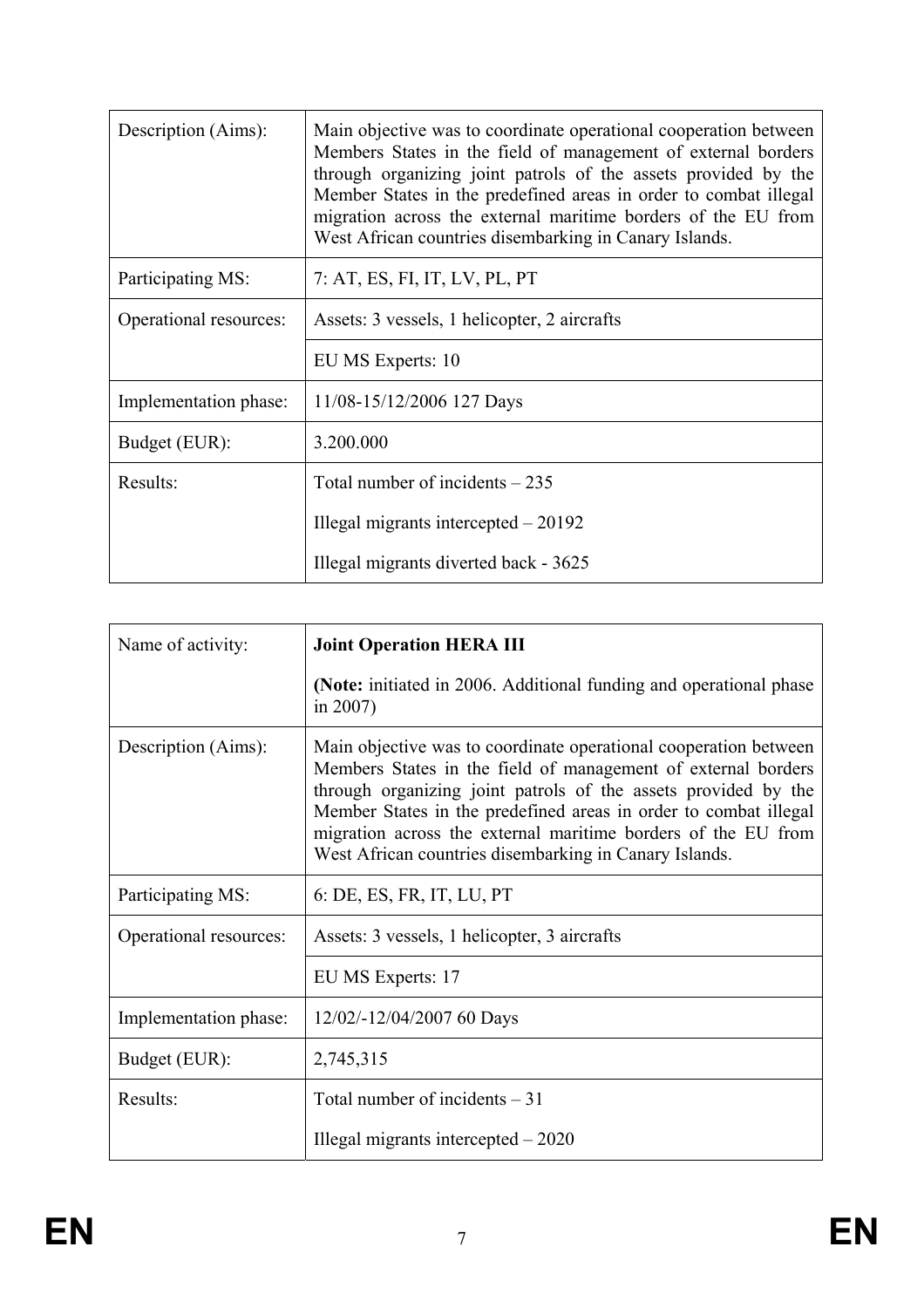| | |
|---|---|
| Description (Aims): | Main objective was to coordinate operational cooperation between Members States in the field of management of external borders through organizing joint patrols of the assets provided by the Member States in the predefined areas in order to combat illegal migration across the external maritime borders of the EU from West African countries disembarking in Canary Islands. |
| Participating MS: | 7: AT, ES, FI, IT, LV, PL, PT |
| Operational resources: | Assets: 3 vessels, 1 helicopter, 2 aircrafts |
| | EU MS Experts: 10 |
| Implementation phase: | 11/08-15/12/2006 127 Days |
| Budget (EUR): | 3.200.000 |
| Results: | Total number of incidents – 235<br><br>Illegal migrants intercepted – 20192<br><br>Illegal migrants diverted back - 3625 |

| | |
|---|---|
| Name of activity: | **Joint Operation HERA III**<br><br>**(Note:** initiated in 2006. Additional funding and operational phase in 2007) |
| Description (Aims): | Main objective was to coordinate operational cooperation between Members States in the field of management of external borders through organizing joint patrols of the assets provided by the Member States in the predefined areas in order to combat illegal migration across the external maritime borders of the EU from West African countries disembarking in Canary Islands. |
| Participating MS: | 6: DE, ES, FR, IT, LU, PT |
| Operational resources: | Assets: 3 vessels, 1 helicopter, 3 aircrafts |
| | EU MS Experts: 17 |
| Implementation phase: | 12/02/-12/04/2007 60 Days |
| Budget (EUR): | 2,745,315 |
| Results: | Total number of incidents – 31<br><br>Illegal migrants intercepted – 2020 |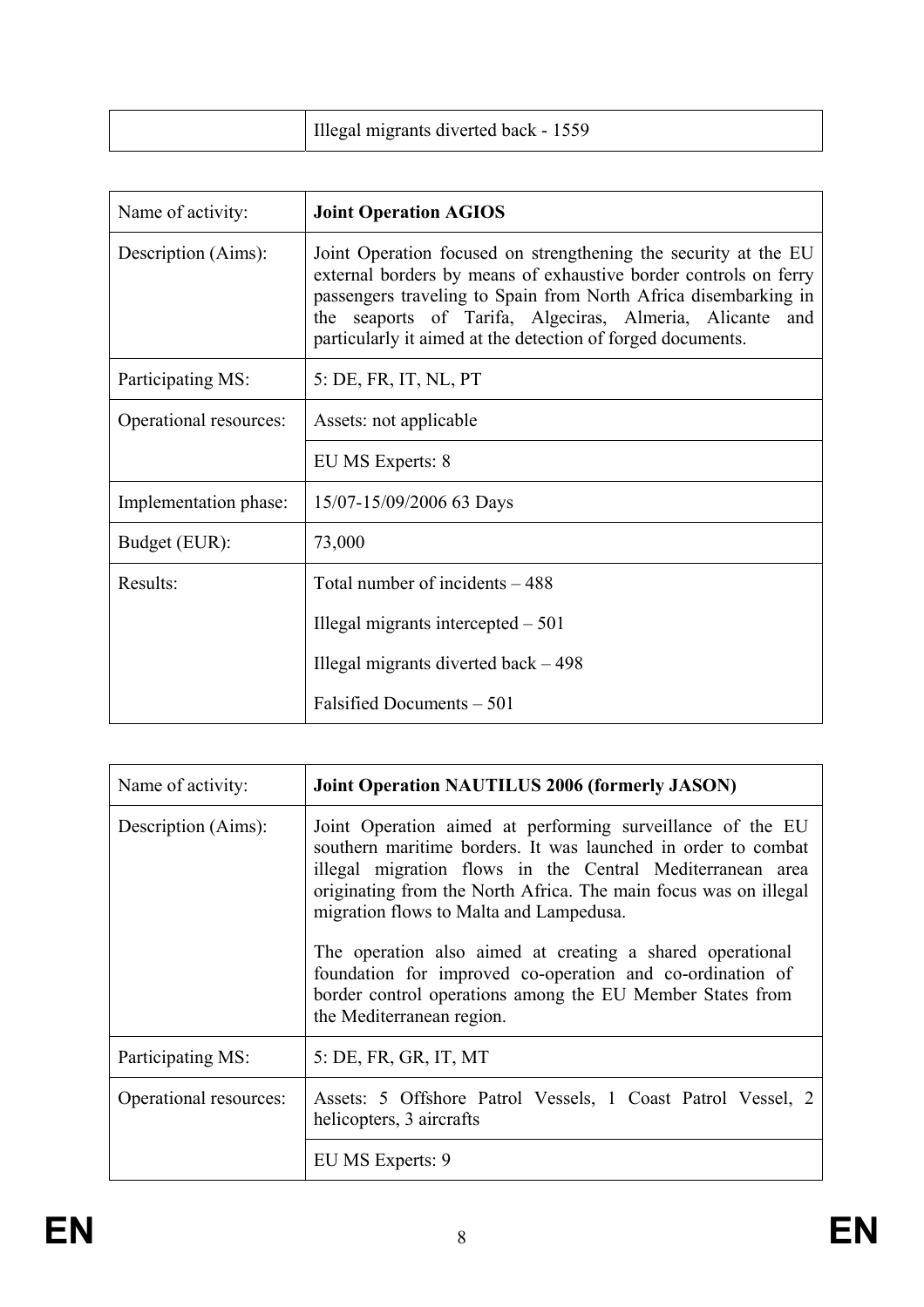| | |
|---|---|
| | Illegal migrants diverted back - 1559 |

| | |
|---|---|
| Name of activity: | **Joint Operation AGIOS** |
| Description (Aims): | Joint Operation focused on strengthening the security at the EU external borders by means of exhaustive border controls on ferry passengers traveling to Spain from North Africa disembarking in the seaports of Tarifa, Algeciras, Almeria, Alicante and particularly it aimed at the detection of forged documents. |
| Participating MS: | 5: DE, FR, IT, NL, PT |
| Operational resources: | Assets: not applicable |
| | EU MS Experts: 8 |
| Implementation phase: | 15/07-15/09/2006 63 Days |
| Budget (EUR): | 73,000 |
| Results: | Total number of incidents – 488<br>Illegal migrants intercepted – 501<br>Illegal migrants diverted back – 498<br>Falsified Documents – 501 |

| | |
|---|---|
| Name of activity: | **Joint Operation NAUTILUS 2006 (formerly JASON)** |
| Description (Aims): | Joint Operation aimed at performing surveillance of the EU southern maritime borders. It was launched in order to combat illegal migration flows in the Central Mediterranean area originating from the North Africa. The main focus was on illegal migration flows to Malta and Lampedusa.<br><br>The operation also aimed at creating a shared operational foundation for improved co-operation and co-ordination of border control operations among the EU Member States from the Mediterranean region. |
| Participating MS: | 5: DE, FR, GR, IT, MT |
| Operational resources: | Assets: 5 Offshore Patrol Vessels, 1 Coast Patrol Vessel, 2 helicopters, 3 aircrafts |
| | EU MS Experts: 9 |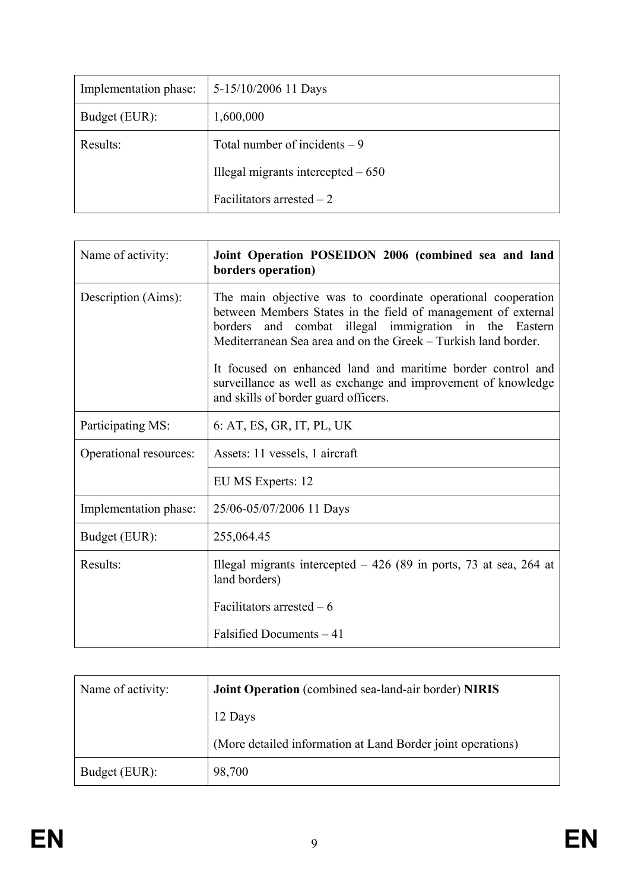| | |
|---|---|
| Implementation phase: | 5-15/10/2006 11 Days |
| Budget (EUR): | 1,600,000 |
| Results: | Total number of incidents – 9<br><br>Illegal migrants intercepted – 650<br><br>Facilitators arrested – 2 |

| | |
|---|---|
| Name of activity: | **Joint Operation POSEIDON 2006 (combined sea and land borders operation)** |
| Description (Aims): | The main objective was to coordinate operational cooperation between Members States in the field of management of external borders and combat illegal immigration in the Eastern Mediterranean Sea area and on the Greek – Turkish land border.<br><br>It focused on enhanced land and maritime border control and surveillance as well as exchange and improvement of knowledge and skills of border guard officers. |
| Participating MS: | 6: AT, ES, GR, IT, PL, UK |
| Operational resources: | Assets: 11 vessels, 1 aircraft |
| | EU MS Experts: 12 |
| Implementation phase: | 25/06-05/07/2006 11 Days |
| Budget (EUR): | 255,064.45 |
| Results: | Illegal migrants intercepted – 426 (89 in ports, 73 at sea, 264 at land borders)<br><br>Facilitators arrested – 6<br><br>Falsified Documents – 41 |

| | |
|---|---|
| Name of activity: | **Joint Operation** (combined sea-land-air border) **NIRIS**<br><br>12 Days<br><br>(More detailed information at Land Border joint operations) |
| Budget (EUR): | 98,700 |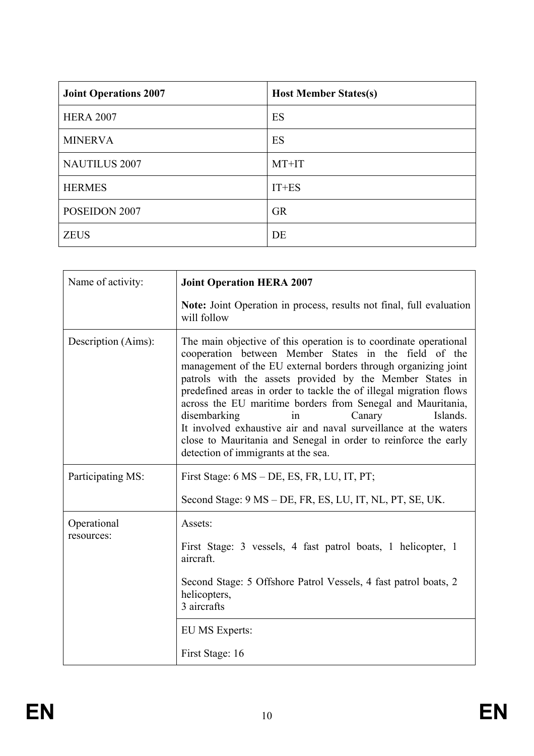| **Joint Operations 2007** | **Host Member States(s)** |
|---|---|
| HERA 2007 | ES |
| MINERVA | ES |
| NAUTILUS 2007 | MT+IT |
| HERMES | IT+ES |
| POSEIDON 2007 | GR |
| ZEUS | DE |

| Name of activity: | **Joint Operation HERA 2007**<br><br>**Note:** Joint Operation in process, results not final, full evaluation will follow |
|---|---|
| Description (Aims): | The main objective of this operation is to coordinate operational cooperation between Member States in the field of the management of the EU external borders through organizing joint patrols with the assets provided by the Member States in predefined areas in order to tackle the of illegal migration flows across the EU maritime borders from Senegal and Mauritania, disembarking in Canary Islands.<br>It involved exhaustive air and naval surveillance at the waters close to Mauritania and Senegal in order to reinforce the early detection of immigrants at the sea. |
| Participating MS: | First Stage: 6 MS – DE, ES, FR, LU, IT, PT;<br><br>Second Stage: 9 MS – DE, FR, ES, LU, IT, NL, PT, SE, UK. |
| Operational resources: | Assets:<br><br>First Stage: 3 vessels, 4 fast patrol boats, 1 helicopter, 1 aircraft.<br><br>Second Stage: 5 Offshore Patrol Vessels, 4 fast patrol boats, 2 helicopters,<br>3 aircrafts |
| | EU MS Experts:<br><br>First Stage: 16 |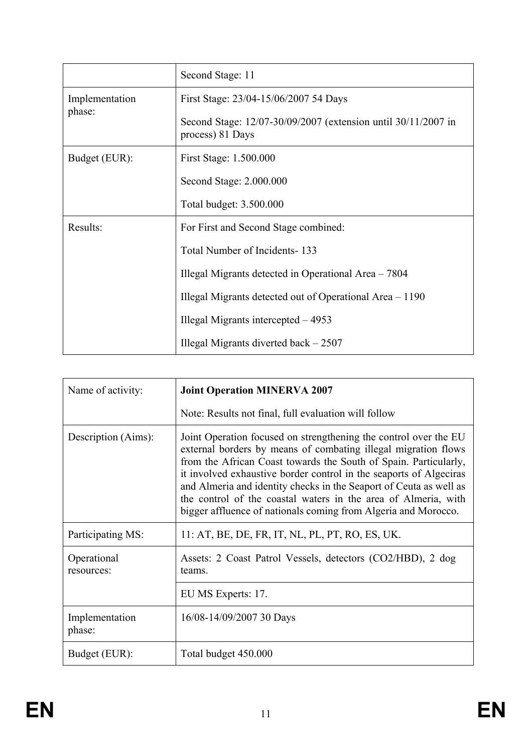| | |
|---|---|
| | Second Stage: 11 |
| Implementation phase: | First Stage: 23/04-15/06/2007 54 Days<br><br>Second Stage: 12/07-30/09/2007 (extension until 30/11/2007 in process) 81 Days |
| Budget (EUR): | First Stage: 1.500.000<br><br>Second Stage: 2.000.000<br><br>Total budget: 3.500.000 |
| Results: | For First and Second Stage combined:<br><br>Total Number of Incidents- 133<br><br>Illegal Migrants detected in Operational Area – 7804<br><br>Illegal Migrants detected out of Operational Area – 1190<br><br>Illegal Migrants intercepted – 4953<br><br>Illegal Migrants diverted back – 2507 |

| | |
|---|---|
| Name of activity: | **Joint Operation MINERVA 2007**<br><br>Note: Results not final, full evaluation will follow |
| Description (Aims): | Joint Operation focused on strengthening the control over the EU external borders by means of combating illegal migration flows from the African Coast towards the South of Spain. Particularly, it involved exhaustive border control in the seaports of Algeciras and Almeria and identity checks in the Seaport of Ceuta as well as the control of the coastal waters in the area of Almeria, with bigger affluence of nationals coming from Algeria and Morocco. |
| Participating MS: | 11: AT, BE, DE, FR, IT, NL, PL, PT, RO, ES, UK. |
| Operational resources: | Assets: 2 Coast Patrol Vessels, detectors (CO2/HBD), 2 dog teams. |
| | EU MS Experts: 17. |
| Implementation phase: | 16/08-14/09/2007 30 Days |
| Budget (EUR): | Total budget 450.000 |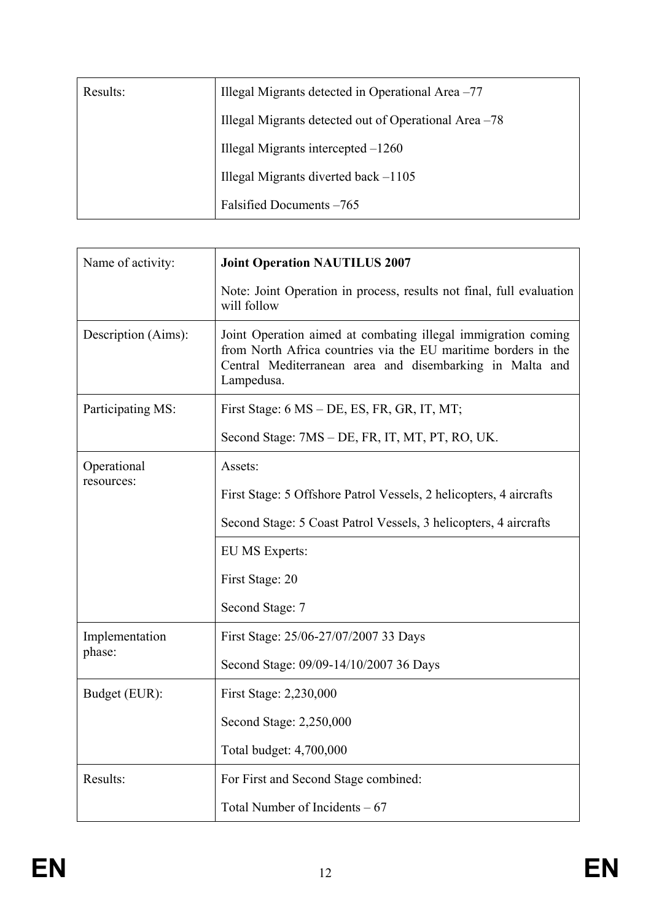| Results: | Illegal Migrants detected in Operational Area –77<br><br>Illegal Migrants detected out of Operational Area –78<br><br>Illegal Migrants intercepted –1260<br><br>Illegal Migrants diverted back –1105<br><br>Falsified Documents –765 |
|---|---|

| Name of activity: | **Joint Operation NAUTILUS 2007**<br><br>Note: Joint Operation in process, results not final, full evaluation will follow |
|---|---|
| Description (Aims): | Joint Operation aimed at combating illegal immigration coming from North Africa countries via the EU maritime borders in the Central Mediterranean area and disembarking in Malta and Lampedusa. |
| Participating MS: | First Stage: 6 MS – DE, ES, FR, GR, IT, MT;<br><br>Second Stage: 7MS – DE, FR, IT, MT, PT, RO, UK. |
| Operational resources: | Assets:<br><br>First Stage: 5 Offshore Patrol Vessels, 2 helicopters, 4 aircrafts<br><br>Second Stage: 5 Coast Patrol Vessels, 3 helicopters, 4 aircrafts |
| | EU MS Experts:<br><br>First Stage: 20<br><br>Second Stage: 7 |
| Implementation phase: | First Stage: 25/06-27/07/2007 33 Days<br><br>Second Stage: 09/09-14/10/2007 36 Days |
| Budget (EUR): | First Stage: 2,230,000<br><br>Second Stage: 2,250,000<br><br>Total budget: 4,700,000 |
| Results: | For First and Second Stage combined:<br><br>Total Number of Incidents – 67 |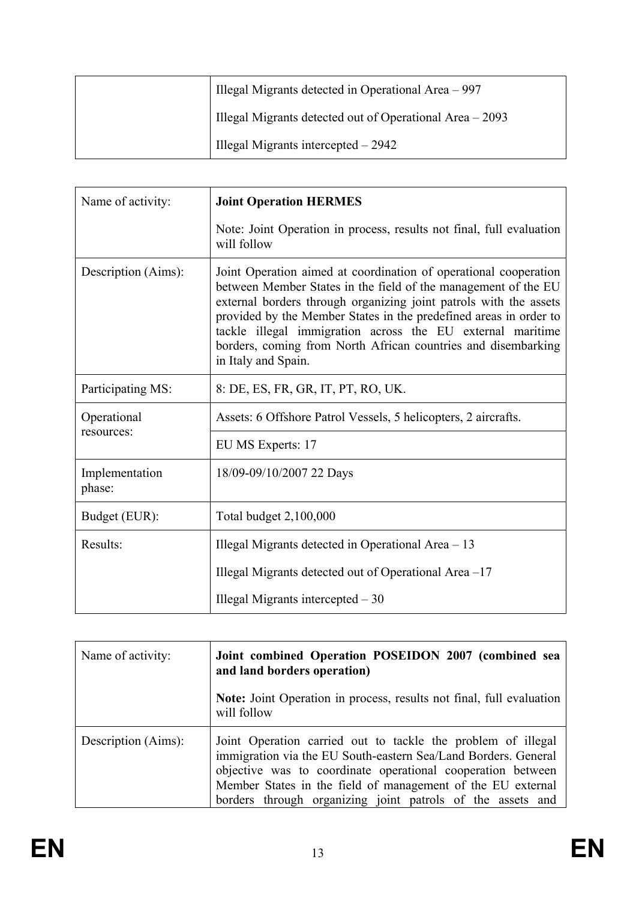| | |
|---|---|
| | Illegal Migrants detected in Operational Area – 997<br><br>Illegal Migrants detected out of Operational Area – 2093<br><br>Illegal Migrants intercepted – 2942 |

| | |
|---|---|
| Name of activity: | **Joint Operation HERMES**<br><br>Note: Joint Operation in process, results not final, full evaluation will follow |
| Description (Aims): | Joint Operation aimed at coordination of operational cooperation between Member States in the field of the management of the EU external borders through organizing joint patrols with the assets provided by the Member States in the predefined areas in order to tackle illegal immigration across the EU external maritime borders, coming from North African countries and disembarking in Italy and Spain. |
| Participating MS: | 8: DE, ES, FR, GR, IT, PT, RO, UK. |
| Operational resources: | Assets: 6 Offshore Patrol Vessels, 5 helicopters, 2 aircrafts. |
| | EU MS Experts: 17 |
| Implementation phase: | 18/09-09/10/2007 22 Days |
| Budget (EUR): | Total budget 2,100,000 |
| Results: | Illegal Migrants detected in Operational Area – 13<br><br>Illegal Migrants detected out of Operational Area –17<br><br>Illegal Migrants intercepted – 30 |

| | |
|---|---|
| Name of activity: | **Joint combined Operation POSEIDON 2007 (combined sea and land borders operation)**<br><br>**Note:** Joint Operation in process, results not final, full evaluation will follow |
| Description (Aims): | Joint Operation carried out to tackle the problem of illegal immigration via the EU South-eastern Sea/Land Borders. General objective was to coordinate operational cooperation between Member States in the field of management of the EU external borders through organizing joint patrols of the assets and |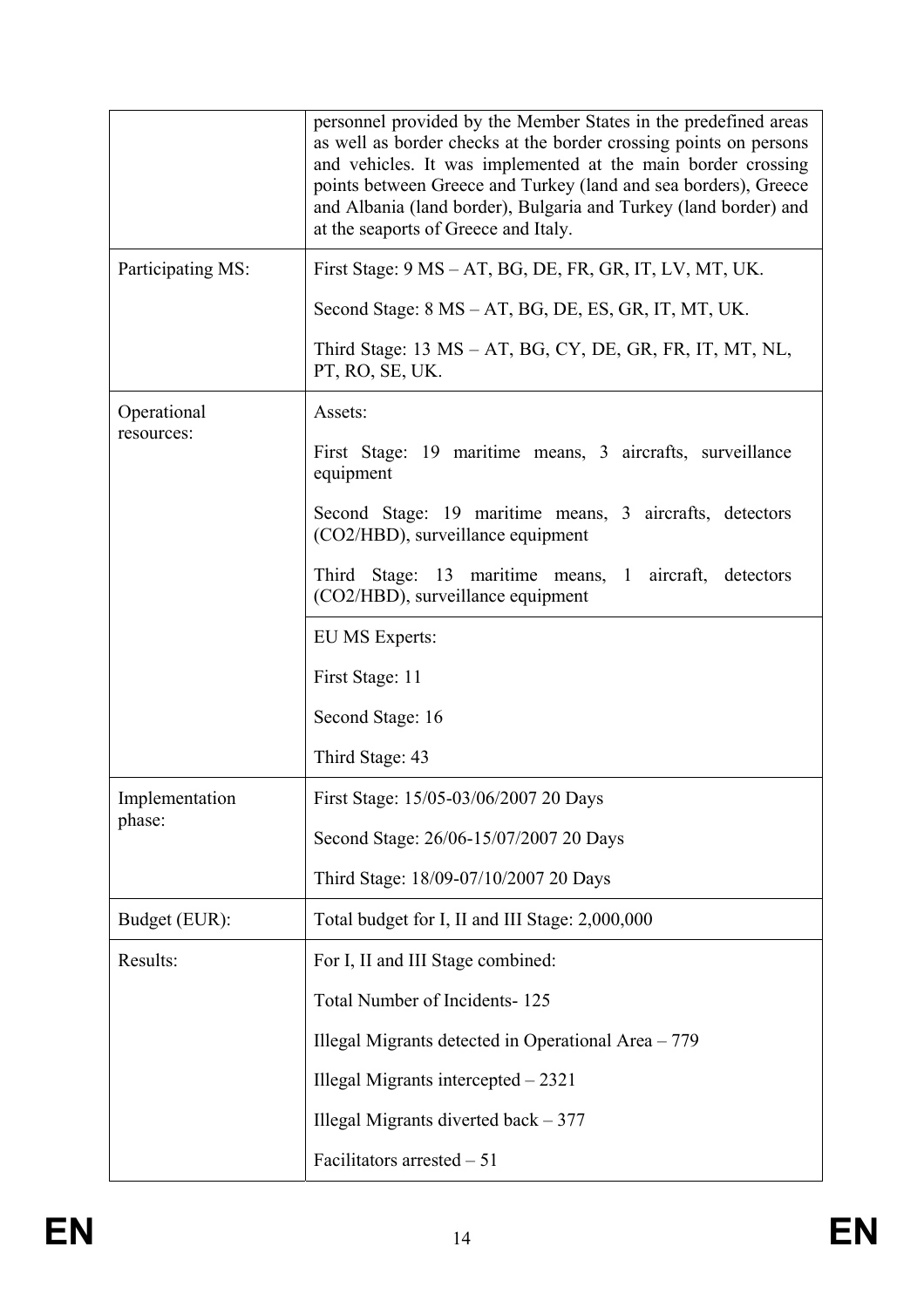| | |
|---|---|
| | personnel provided by the Member States in the predefined areas as well as border checks at the border crossing points on persons and vehicles. It was implemented at the main border crossing points between Greece and Turkey (land and sea borders), Greece and Albania (land border), Bulgaria and Turkey (land border) and at the seaports of Greece and Italy. |
| Participating MS: | First Stage: 9 MS – AT, BG, DE, FR, GR, IT, LV, MT, UK.<br><br>Second Stage: 8 MS – AT, BG, DE, ES, GR, IT, MT, UK.<br><br>Third Stage: 13 MS – AT, BG, CY, DE, GR, FR, IT, MT, NL, PT, RO, SE, UK. |
| Operational resources: | Assets:<br><br>First Stage: 19 maritime means, 3 aircrafts, surveillance equipment<br><br>Second Stage: 19 maritime means, 3 aircrafts, detectors ($CO_2$/HBD), surveillance equipment<br><br>Third Stage: 13 maritime means, 1 aircraft, detectors ($CO_2$/HBD), surveillance equipment |
| | EU MS Experts:<br><br>First Stage: 11<br><br>Second Stage: 16<br><br>Third Stage: 43 |
| Implementation phase: | First Stage: 15/05-03/06/2007 20 Days<br><br>Second Stage: 26/06-15/07/2007 20 Days<br><br>Third Stage: 18/09-07/10/2007 20 Days |
| Budget (EUR): | Total budget for I, II and III Stage: 2,000,000 |
| Results: | For I, II and III Stage combined:<br><br>Total Number of Incidents- 125<br><br>Illegal Migrants detected in Operational Area – 779<br><br>Illegal Migrants intercepted – 2321<br><br>Illegal Migrants diverted back – 377<br><br>Facilitators arrested – 51 |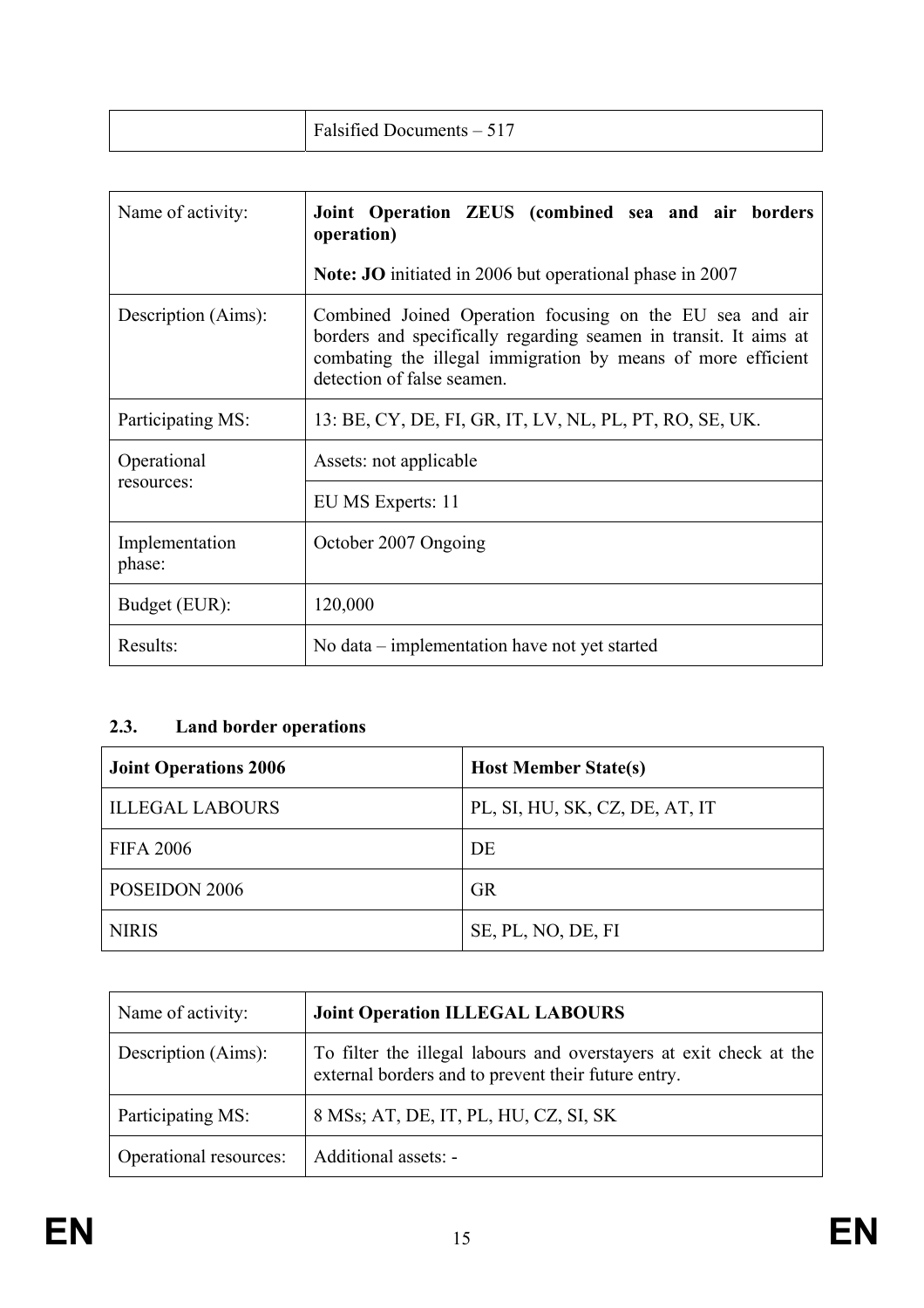| | Falsified Documents – 517 |
|---|---|

| Name of activity: | **Joint Operation ZEUS (combined sea and air borders operation)**<br><br>**Note: JO** initiated in 2006 but operational phase in 2007 |
|---|---|
| Description (Aims): | Combined Joined Operation focusing on the EU sea and air borders and specifically regarding seamen in transit. It aims at combating the illegal immigration by means of more efficient detection of false seamen. |
| Participating MS: | 13: BE, CY, DE, FI, GR, IT, LV, NL, PL, PT, RO, SE, UK. |
| Operational resources: | Assets: not applicable |
| | EU MS Experts: 11 |
| Implementation phase: | October 2007 Ongoing |
| Budget (EUR): | 120,000 |
| Results: | No data – implementation have not yet started |

### 2.3. Land border operations

| **Joint Operations 2006** | **Host Member State(s)** |
|---|---|
| ILLEGAL LABOURS | PL, SI, HU, SK, CZ, DE, AT, IT |
| FIFA 2006 | DE |
| POSEIDON 2006 | GR |
| NIRIS | SE, PL, NO, DE, FI |

| Name of activity: | **Joint Operation ILLEGAL LABOURS** |
|---|---|
| Description (Aims): | To filter the illegal labours and overstayers at exit check at the external borders and to prevent their future entry. |
| Participating MS: | 8 MSs; AT, DE, IT, PL, HU, CZ, SI, SK |
| Operational resources: | Additional assets: - |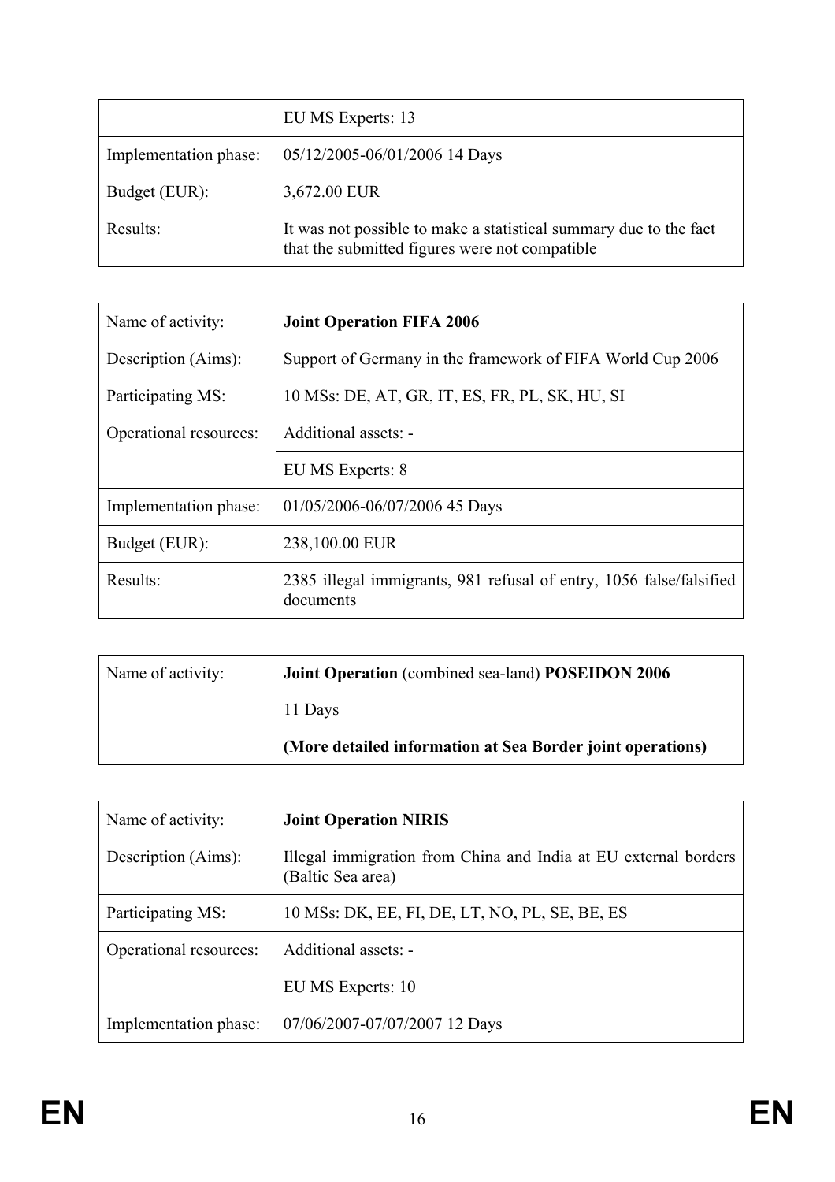| | |
|---|---|
| | EU MS Experts: 13 |
| Implementation phase: | 05/12/2005-06/01/2006 14 Days |
| Budget (EUR): | 3,672.00 EUR |
| Results: | It was not possible to make a statistical summary due to the fact that the submitted figures were not compatible |

| Name of activity: | **Joint Operation FIFA 2006** |
|---|---|
| Description (Aims): | Support of Germany in the framework of FIFA World Cup 2006 |
| Participating MS: | 10 MSs: DE, AT, GR, IT, ES, FR, PL, SK, HU, SI |
| Operational resources: | Additional assets: - |
| | EU MS Experts: 8 |
| Implementation phase: | 01/05/2006-06/07/2006 45 Days |
| Budget (EUR): | 238,100.00 EUR |
| Results: | 2385 illegal immigrants, 981 refusal of entry, 1056 false/falsified documents |

| Name of activity: | **Joint Operation** (combined sea-land) **POSEIDON 2006**<br><br>11 Days<br><br>**(More detailed information at Sea Border joint operations)** |
|---|---|

| Name of activity: | **Joint Operation NIRIS** |
|---|---|
| Description (Aims): | Illegal immigration from China and India at EU external borders (Baltic Sea area) |
| Participating MS: | 10 MSs: DK, EE, FI, DE, LT, NO, PL, SE, BE, ES |
| Operational resources: | Additional assets: - |
| | EU MS Experts: 10 |
| Implementation phase: | 07/06/2007-07/07/2007 12 Days |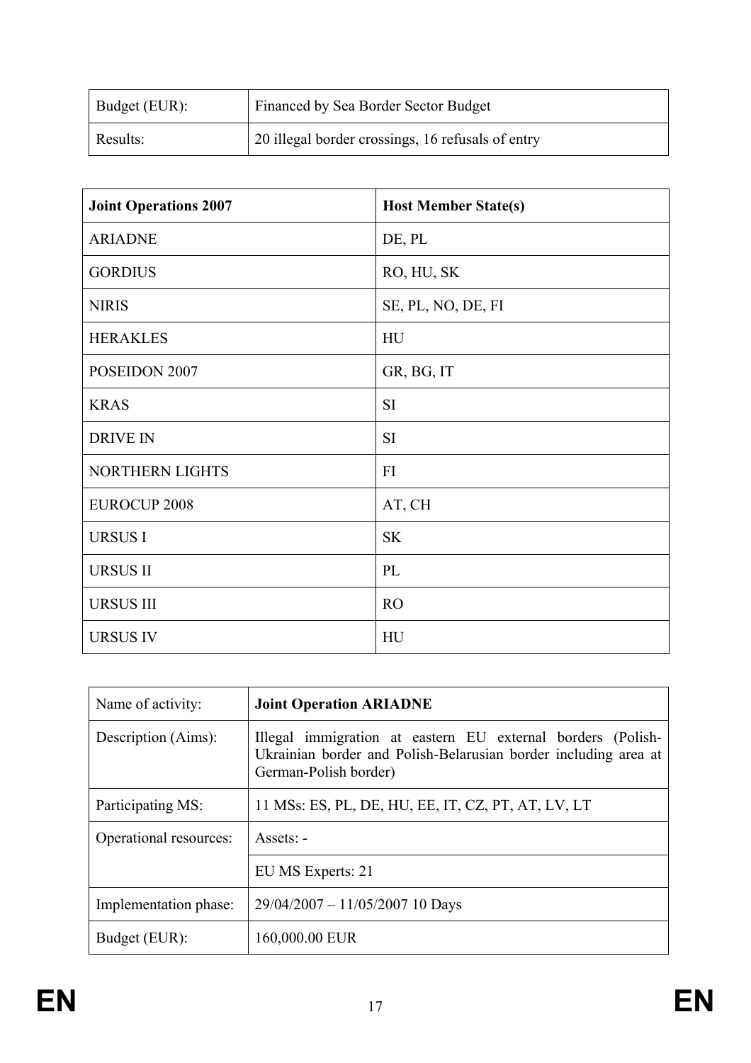| Budget (EUR): | Financed by Sea Border Sector Budget |
|---|---|
| Results: | 20 illegal border crossings, 16 refusals of entry |

| **Joint Operations 2007** | **Host Member State(s)** |
|---|---|
| ARIADNE | DE, PL |
| GORDIUS | RO, HU, SK |
| NIRIS | SE, PL, NO, DE, FI |
| HERAKLES | HU |
| POSEIDON 2007 | GR, BG, IT |
| KRAS | SI |
| DRIVE IN | SI |
| NORTHERN LIGHTS | FI |
| EUROCUP 2008 | AT, CH |
| URSUS I | SK |
| URSUS II | PL |
| URSUS III | RO |
| URSUS IV | HU |

| Name of activity: | **Joint Operation ARIADNE** |
|---|---|
| Description (Aims): | Illegal immigration at eastern EU external borders (Polish-Ukrainian border and Polish-Belarusian border including area at German-Polish border) |
| Participating MS: | 11 MSs: ES, PL, DE, HU, EE, IT, CZ, PT, AT, LV, LT |
| Operational resources: | Assets: - |
| | EU MS Experts: 21 |
| Implementation phase: | 29/04/2007 – 11/05/2007 10 Days |
| Budget (EUR): | 160,000.00 EUR |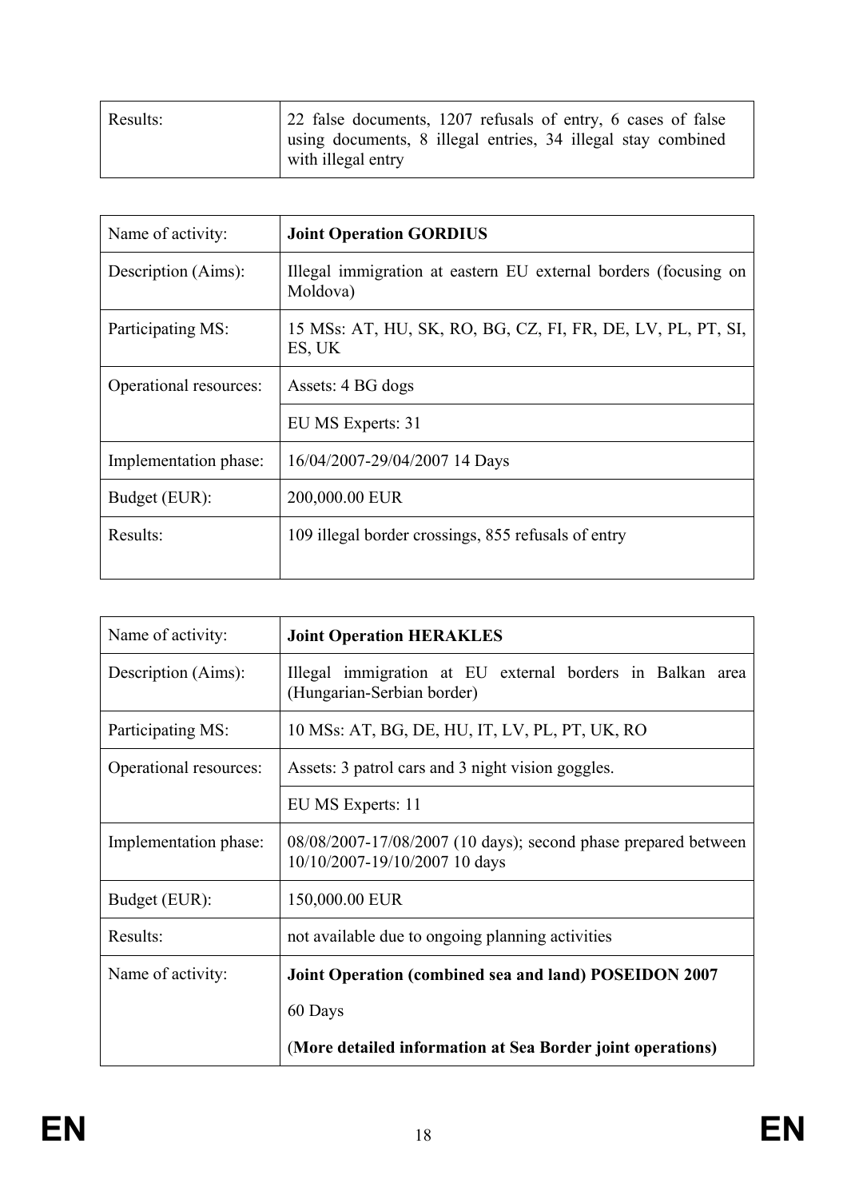| Results: | 22 false documents, 1207 refusals of entry, 6 cases of false using documents, 8 illegal entries, 34 illegal stay combined with illegal entry |
|---|---|

| Name of activity: | **Joint Operation GORDIUS** |
|---|---|
| Description (Aims): | Illegal immigration at eastern EU external borders (focusing on Moldova) |
| Participating MS: | 15 MSs: AT, HU, SK, RO, BG, CZ, FI, FR, DE, LV, PL, PT, SI, ES, UK |
| Operational resources: | Assets: 4 BG dogs |
| | EU MS Experts: 31 |
| Implementation phase: | 16/04/2007-29/04/2007 14 Days |
| Budget (EUR): | 200,000.00 EUR |
| Results: | 109 illegal border crossings, 855 refusals of entry |

| Name of activity: | **Joint Operation HERAKLES** |
|---|---|
| Description (Aims): | Illegal immigration at EU external borders in Balkan area (Hungarian-Serbian border) |
| Participating MS: | 10 MSs: AT, BG, DE, HU, IT, LV, PL, PT, UK, RO |
| Operational resources: | Assets: 3 patrol cars and 3 night vision goggles. |
| | EU MS Experts: 11 |
| Implementation phase: | 08/08/2007-17/08/2007 (10 days); second phase prepared between 10/10/2007-19/10/2007 10 days |
| Budget (EUR): | 150,000.00 EUR |
| Results: | not available due to ongoing planning activities |
| Name of activity: | **Joint Operation (combined sea and land) POSEIDON 2007** 60 Days (**More detailed information at Sea Border joint operations)** |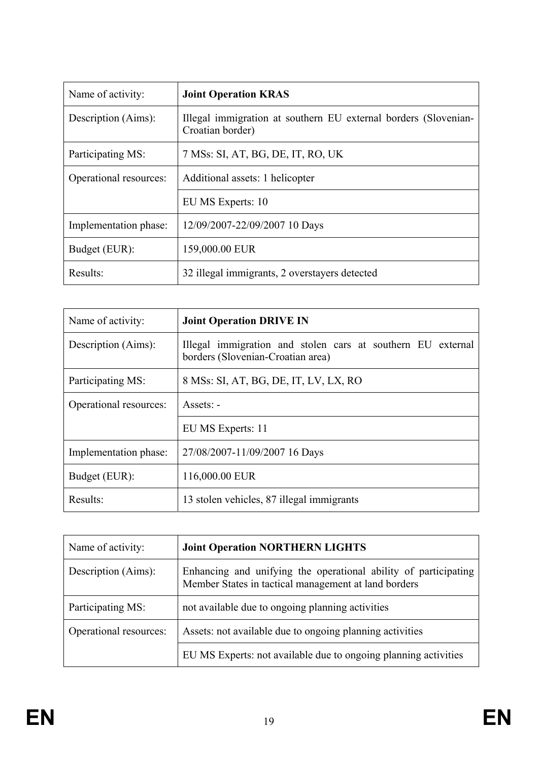| Name of activity: | **Joint Operation KRAS** |
|---|---|
| Description (Aims): | Illegal immigration at southern EU external borders (Slovenian-Croatian border) |
| Participating MS: | 7 MSs: SI, AT, BG, DE, IT, RO, UK |
| Operational resources: | Additional assets: 1 helicopter |
| | EU MS Experts: 10 |
| Implementation phase: | 12/09/2007-22/09/2007 10 Days |
| Budget (EUR): | 159,000.00 EUR |
| Results: | 32 illegal immigrants, 2 overstayers detected |

| Name of activity: | **Joint Operation DRIVE IN** |
|---|---|
| Description (Aims): | Illegal immigration and stolen cars at southern EU external borders (Slovenian-Croatian area) |
| Participating MS: | 8 MSs: SI, AT, BG, DE, IT, LV, LX, RO |
| Operational resources: | Assets: - |
| | EU MS Experts: 11 |
| Implementation phase: | 27/08/2007-11/09/2007 16 Days |
| Budget (EUR): | 116,000.00 EUR |
| Results: | 13 stolen vehicles, 87 illegal immigrants |

| Name of activity: | **Joint Operation NORTHERN LIGHTS** |
|---|---|
| Description (Aims): | Enhancing and unifying the operational ability of participating Member States in tactical management at land borders |
| Participating MS: | not available due to ongoing planning activities |
| Operational resources: | Assets: not available due to ongoing planning activities |
| | EU MS Experts: not available due to ongoing planning activities |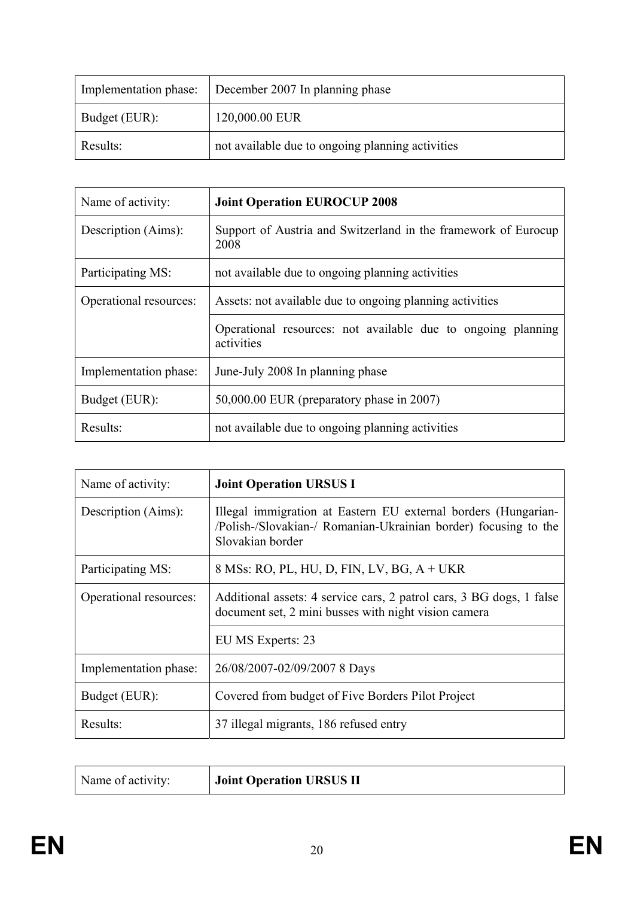| | |
|---|---|
| Implementation phase: | December 2007 In planning phase |
| Budget (EUR): | 120,000.00 EUR |
| Results: | not available due to ongoing planning activities |

| Name of activity: | **Joint Operation EUROCUP 2008** |
|---|---|
| Description (Aims): | Support of Austria and Switzerland in the framework of Eurocup 2008 |
| Participating MS: | not available due to ongoing planning activities |
| Operational resources: | Assets: not available due to ongoing planning activities |
| | Operational resources: not available due to ongoing planning activities |
| Implementation phase: | June-July 2008 In planning phase |
| Budget (EUR): | 50,000.00 EUR (preparatory phase in 2007) |
| Results: | not available due to ongoing planning activities |

| Name of activity: | **Joint Operation URSUS I** |
|---|---|
| Description (Aims): | Illegal immigration at Eastern EU external borders (Hungarian-/Polish-/Slovakian-/ Romanian-Ukrainian border) focusing to the Slovakian border |
| Participating MS: | 8 MSs: RO, PL, HU, D, FIN, LV, BG, A + UKR |
| Operational resources: | Additional assets: 4 service cars, 2 patrol cars, 3 BG dogs, 1 false document set, 2 mini busses with night vision camera |
| | EU MS Experts: 23 |
| Implementation phase: | 26/08/2007-02/09/2007 8 Days |
| Budget (EUR): | Covered from budget of Five Borders Pilot Project |
| Results: | 37 illegal migrants, 186 refused entry |

| Name of activity: | **Joint Operation URSUS II** |
|---|---|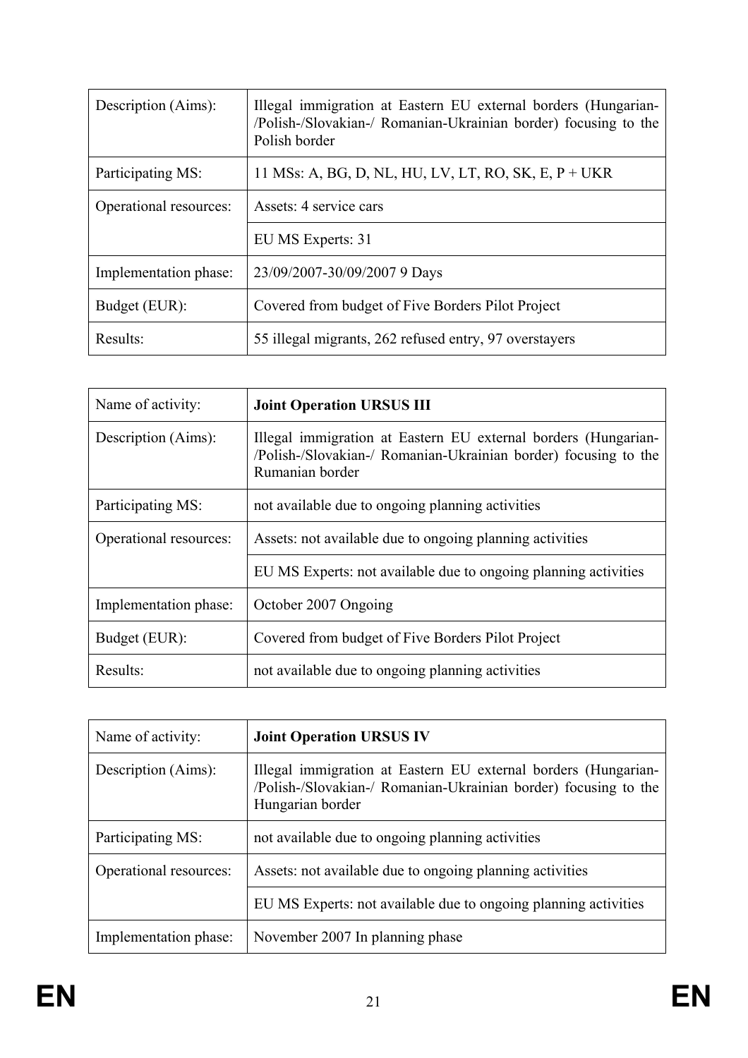| Description (Aims): | Illegal immigration at Eastern EU external borders (Hungarian-/Polish-/Slovakian-/ Romanian-Ukrainian border) focusing to the Polish border |
|---|---|
| Participating MS: | 11 MSs: A, BG, D, NL, HU, LV, LT, RO, SK, E, P + UKR |
| Operational resources: | Assets: 4 service cars |
| | EU MS Experts: 31 |
| Implementation phase: | 23/09/2007-30/09/2007 9 Days |
| Budget (EUR): | Covered from budget of Five Borders Pilot Project |
| Results: | 55 illegal migrants, 262 refused entry, 97 overstayers |

| Name of activity: | **Joint Operation URSUS III** |
|---|---|
| Description (Aims): | Illegal immigration at Eastern EU external borders (Hungarian-/Polish-/Slovakian-/ Romanian-Ukrainian border) focusing to the Rumanian border |
| Participating MS: | not available due to ongoing planning activities |
| Operational resources: | Assets: not available due to ongoing planning activities |
| | EU MS Experts: not available due to ongoing planning activities |
| Implementation phase: | October 2007 Ongoing |
| Budget (EUR): | Covered from budget of Five Borders Pilot Project |
| Results: | not available due to ongoing planning activities |

| Name of activity: | **Joint Operation URSUS IV** |
|---|---|
| Description (Aims): | Illegal immigration at Eastern EU external borders (Hungarian-/Polish-/Slovakian-/ Romanian-Ukrainian border) focusing to the Hungarian border |
| Participating MS: | not available due to ongoing planning activities |
| Operational resources: | Assets: not available due to ongoing planning activities |
| | EU MS Experts: not available due to ongoing planning activities |
| Implementation phase: | November 2007 In planning phase |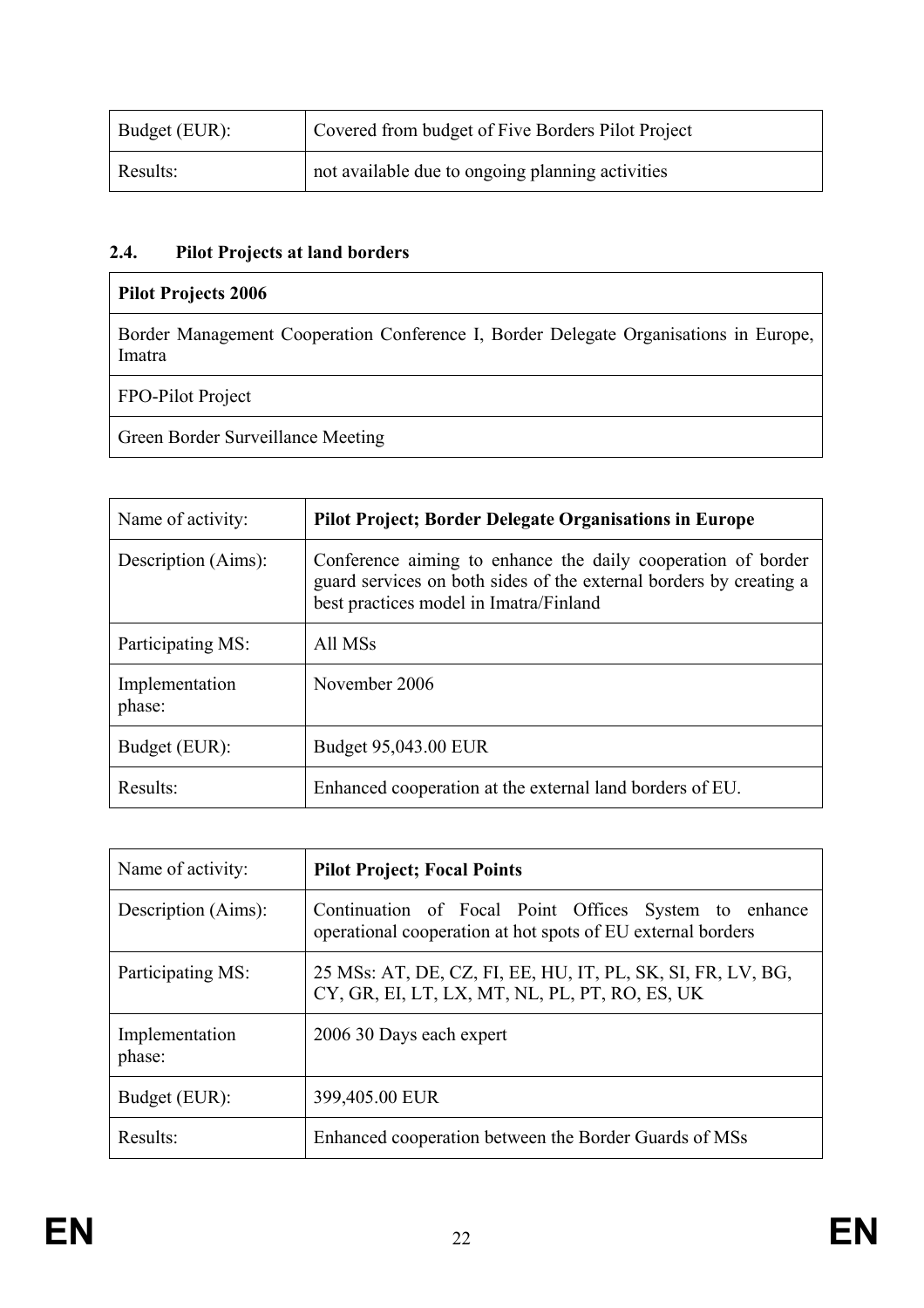| Budget (EUR): | Covered from budget of Five Borders Pilot Project |
|---|---|
| Results: | not available due to ongoing planning activities |

### 2.4. Pilot Projects at land borders

| **Pilot Projects 2006** |
|---|
| Border Management Cooperation Conference I, Border Delegate Organisations in Europe, Imatra |
| FPO-Pilot Project |
| Green Border Surveillance Meeting |

| Name of activity: | **Pilot Project; Border Delegate Organisations in Europe** |
|---|---|
| Description (Aims): | Conference aiming to enhance the daily cooperation of border guard services on both sides of the external borders by creating a best practices model in Imatra/Finland |
| Participating MS: | All MSs |
| Implementation phase: | November 2006 |
| Budget (EUR): | Budget 95,043.00 EUR |
| Results: | Enhanced cooperation at the external land borders of EU. |

| Name of activity: | **Pilot Project; Focal Points** |
|---|---|
| Description (Aims): | Continuation of Focal Point Offices System to enhance operational cooperation at hot spots of EU external borders |
| Participating MS: | 25 MSs: AT, DE, CZ, FI, EE, HU, IT, PL, SK, SI, FR, LV, BG, CY, GR, EI, LT, LX, MT, NL, PL, PT, RO, ES, UK |
| Implementation phase: | 2006 30 Days each expert |
| Budget (EUR): | 399,405.00 EUR |
| Results: | Enhanced cooperation between the Border Guards of MSs |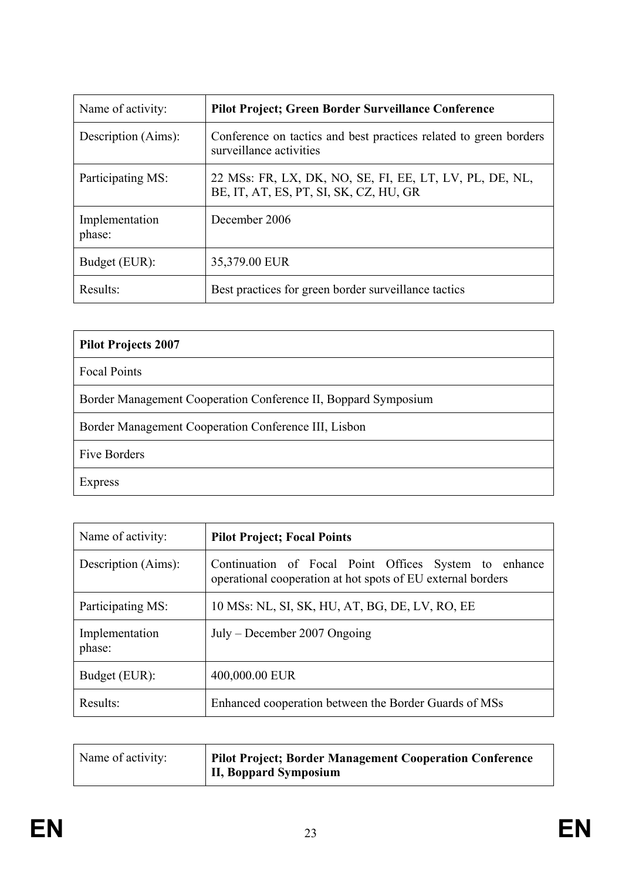| Name of activity: | **Pilot Project; Green Border Surveillance Conference** |
|---|---|
| Description (Aims): | Conference on tactics and best practices related to green borders surveillance activities |
| Participating MS: | 22 MSs: FR, LX, DK, NO, SE, FI, EE, LT, LV, PL, DE, NL, BE, IT, AT, ES, PT, SI, SK, CZ, HU, GR |
| Implementation phase: | December 2006 |
| Budget (EUR): | 35,379.00 EUR |
| Results: | Best practices for green border surveillance tactics |

| **Pilot Projects 2007** |
|---|
| Focal Points |
| Border Management Cooperation Conference II, Boppard Symposium |
| Border Management Cooperation Conference III, Lisbon |
| Five Borders |
| Express |

| Name of activity: | **Pilot Project; Focal Points** |
|---|---|
| Description (Aims): | Continuation of Focal Point Offices System to enhance operational cooperation at hot spots of EU external borders |
| Participating MS: | 10 MSs: NL, SI, SK, HU, AT, BG, DE, LV, RO, EE |
| Implementation phase: | July – December 2007 Ongoing |
| Budget (EUR): | 400,000.00 EUR |
| Results: | Enhanced cooperation between the Border Guards of MSs |

| Name of activity: | **Pilot Project; Border Management Cooperation Conference II, Boppard Symposium** |
|---|---|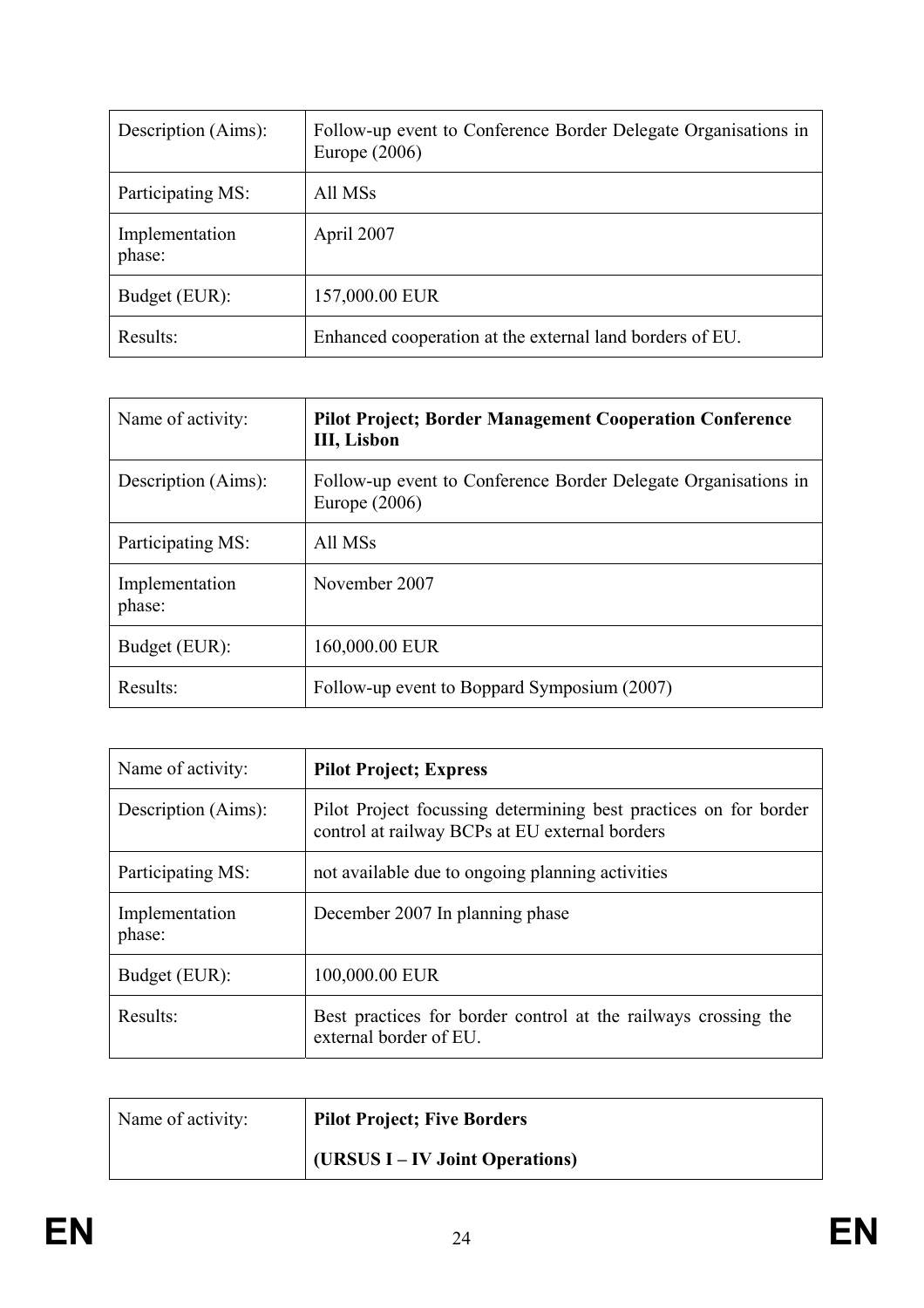| Description (Aims): | Follow-up event to Conference Border Delegate Organisations in Europe (2006) |
|---|---|
| Participating MS: | All MSs |
| Implementation phase: | April 2007 |
| Budget (EUR): | 157,000.00 EUR |
| Results: | Enhanced cooperation at the external land borders of EU. |

| Name of activity: | **Pilot Project; Border Management Cooperation Conference III, Lisbon** |
|---|---|
| Description (Aims): | Follow-up event to Conference Border Delegate Organisations in Europe (2006) |
| Participating MS: | All MSs |
| Implementation phase: | November 2007 |
| Budget (EUR): | 160,000.00 EUR |
| Results: | Follow-up event to Boppard Symposium (2007) |

| Name of activity: | **Pilot Project; Express** |
|---|---|
| Description (Aims): | Pilot Project focussing determining best practices on for border control at railway BCPs at EU external borders |
| Participating MS: | not available due to ongoing planning activities |
| Implementation phase: | December 2007 In planning phase |
| Budget (EUR): | 100,000.00 EUR |
| Results: | Best practices for border control at the railways crossing the external border of EU. |

| Name of activity: | **Pilot Project; Five Borders** **(URSUS I – IV Joint Operations)** |
|---|---|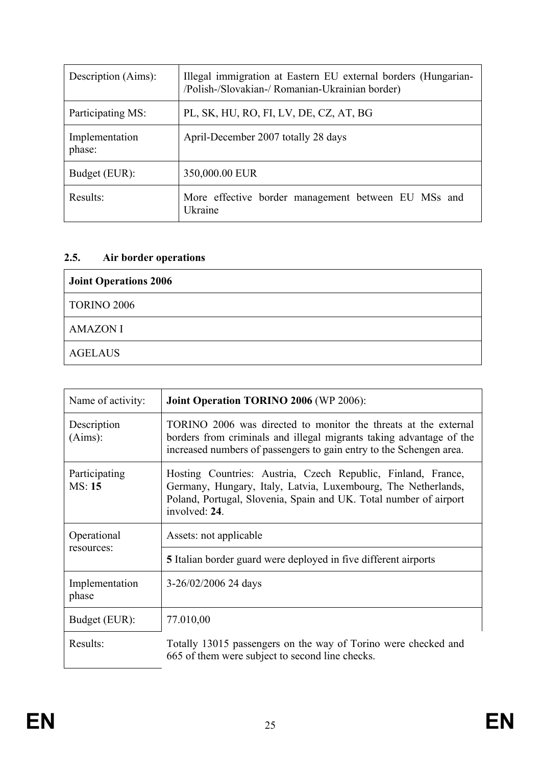| Description (Aims): | Illegal immigration at Eastern EU external borders (Hungarian-/Polish-/Slovakian-/ Romanian-Ukrainian border) |
|---|---|
| Participating MS: | PL, SK, HU, RO, FI, LV, DE, CZ, AT, BG |
| Implementation phase: | April-December 2007 totally 28 days |
| Budget (EUR): | 350,000.00 EUR |
| Results: | More effective border management between EU MSs and Ukraine |

### 2.5. Air border operations

| **Joint Operations 2006** |
|---|
| TORINO 2006 |
| AMAZON I |
| AGELAUS |

| Name of activity: | **Joint Operation TORINO 2006** (WP 2006): |
|---|---|
| Description (Aims): | TORINO 2006 was directed to monitor the threats at the external borders from criminals and illegal migrants taking advantage of the increased numbers of passengers to gain entry to the Schengen area. |
| Participating MS: **15** | Hosting Countries: Austria, Czech Republic, Finland, France, Germany, Hungary, Italy, Latvia, Luxembourg, The Netherlands, Poland, Portugal, Slovenia, Spain and UK. Total number of airport involved: **24**. |
| Operational resources: | Assets: not applicable |
| | **5** Italian border guard were deployed in five different airports |
| Implementation phase | 3-26/02/2006 24 days |
| Budget (EUR): | 77.010,00 |
| Results: | Totally 13015 passengers on the way of Torino were checked and 665 of them were subject to second line checks. |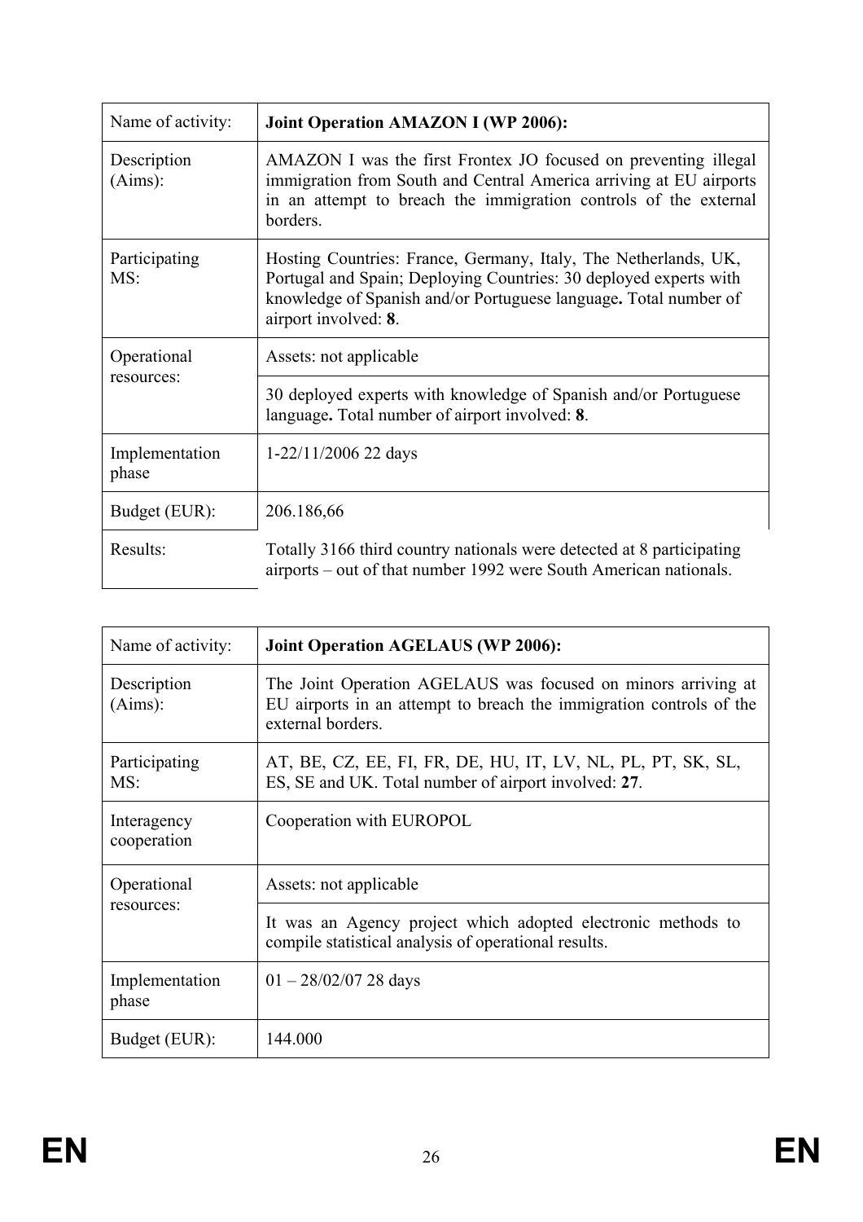| Name of activity: | **Joint Operation AMAZON I (WP 2006):** |
|---|---|
| Description (Aims): | AMAZON I was the first Frontex JO focused on preventing illegal immigration from South and Central America arriving at EU airports in an attempt to breach the immigration controls of the external borders. |
| Participating MS: | Hosting Countries: France, Germany, Italy, The Netherlands, UK, Portugal and Spain; Deploying Countries: 30 deployed experts with knowledge of Spanish and/or Portuguese language**.** Total number of airport involved: **8**. |
| Operational resources: | Assets: not applicable |
| | 30 deployed experts with knowledge of Spanish and/or Portuguese language**.** Total number of airport involved: **8**. |
| Implementation phase | 1-22/11/2006 22 days |
| Budget (EUR): | 206.186,66 |
| Results: | Totally 3166 third country nationals were detected at 8 participating airports – out of that number 1992 were South American nationals. |

| Name of activity: | **Joint Operation AGELAUS (WP 2006):** |
|---|---|
| Description (Aims): | The Joint Operation AGELAUS was focused on minors arriving at EU airports in an attempt to breach the immigration controls of the external borders. |
| Participating MS: | AT, BE, CZ, EE, FI, FR, DE, HU, IT, LV, NL, PL, PT, SK, SL, ES, SE and UK. Total number of airport involved: **27**. |
| Interagency cooperation | Cooperation with EUROPOL |
| Operational resources: | Assets: not applicable |
| | It was an Agency project which adopted electronic methods to compile statistical analysis of operational results. |
| Implementation phase | 01 – 28/02/07 28 days |
| Budget (EUR): | 144.000 |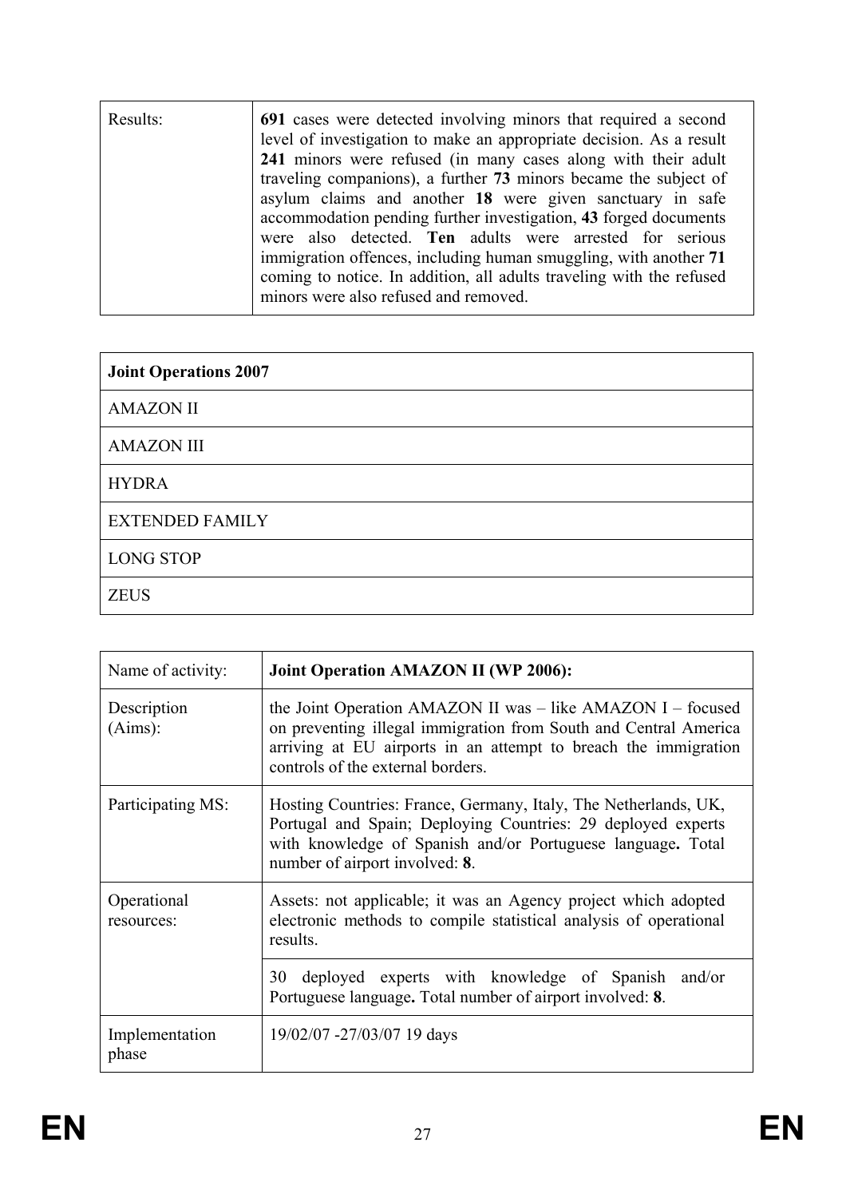| Results: | **691** cases were detected involving minors that required a second level of investigation to make an appropriate decision. As a result **241** minors were refused (in many cases along with their adult traveling companions), a further **73** minors became the subject of asylum claims and another **18** were given sanctuary in safe accommodation pending further investigation, **43** forged documents were also detected. **Ten** adults were arrested for serious immigration offences, including human smuggling, with another **71** coming to notice. In addition, all adults traveling with the refused minors were also refused and removed. |
|---|---|

| **Joint Operations 2007** |
|---|
| AMAZON II |
| AMAZON III |
| HYDRA |
| EXTENDED FAMILY |
| LONG STOP |
| ZEUS |

| Name of activity: | **Joint Operation AMAZON II (WP 2006):** |
|---|---|
| Description (Aims): | the Joint Operation AMAZON II was – like AMAZON I – focused on preventing illegal immigration from South and Central America arriving at EU airports in an attempt to breach the immigration controls of the external borders. |
| Participating MS: | Hosting Countries: France, Germany, Italy, The Netherlands, UK, Portugal and Spain; Deploying Countries: 29 deployed experts with knowledge of Spanish and/or Portuguese language**.** Total number of airport involved: **8**. |
| Operational resources: | Assets: not applicable; it was an Agency project which adopted electronic methods to compile statistical analysis of operational results. |
| | 30 deployed experts with knowledge of Spanish and/or Portuguese language**.** Total number of airport involved: **8**. |
| Implementation phase | 19/02/07 -27/03/07 19 days |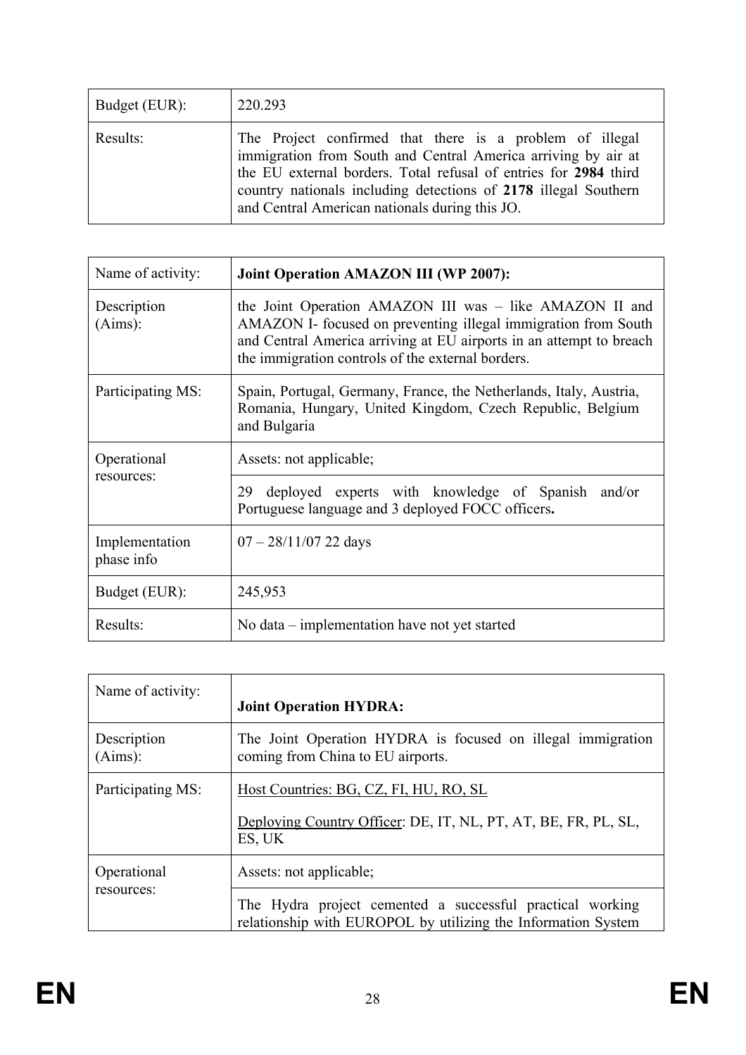| | |
|---|---|
| Budget (EUR): | 220.293 |
| Results: | The Project confirmed that there is a problem of illegal immigration from South and Central America arriving by air at the EU external borders. Total refusal of entries for **2984** third country nationals including detections of **2178** illegal Southern and Central American nationals during this JO. |

| Name of activity: | **Joint Operation AMAZON III (WP 2007):** |
|---|---|
| Description (Aims): | the Joint Operation AMAZON III was – like AMAZON II and AMAZON I- focused on preventing illegal immigration from South and Central America arriving at EU airports in an attempt to breach the immigration controls of the external borders. |
| Participating MS: | Spain, Portugal, Germany, France, the Netherlands, Italy, Austria, Romania, Hungary, United Kingdom, Czech Republic, Belgium and Bulgaria |
| Operational resources: | Assets: not applicable; |
| | 29 deployed experts with knowledge of Spanish and/or Portuguese language and 3 deployed FOCC officers**.** |
| Implementation phase info | 07 – 28/11/07 22 days |
| Budget (EUR): | 245,953 |
| Results: | No data – implementation have not yet started |

| Name of activity: | **Joint Operation HYDRA:** |
|---|---|
| Description (Aims): | The Joint Operation HYDRA is focused on illegal immigration coming from China to EU airports. |
| Participating MS: | Host Countries: BG, CZ, FI, HU, RO, SL<br><br>Deploying Country Officer: DE, IT, NL, PT, AT, BE, FR, PL, SL, ES, UK |
| Operational resources: | Assets: not applicable; |
| | The Hydra project cemented a successful practical working relationship with EUROPOL by utilizing the Information System |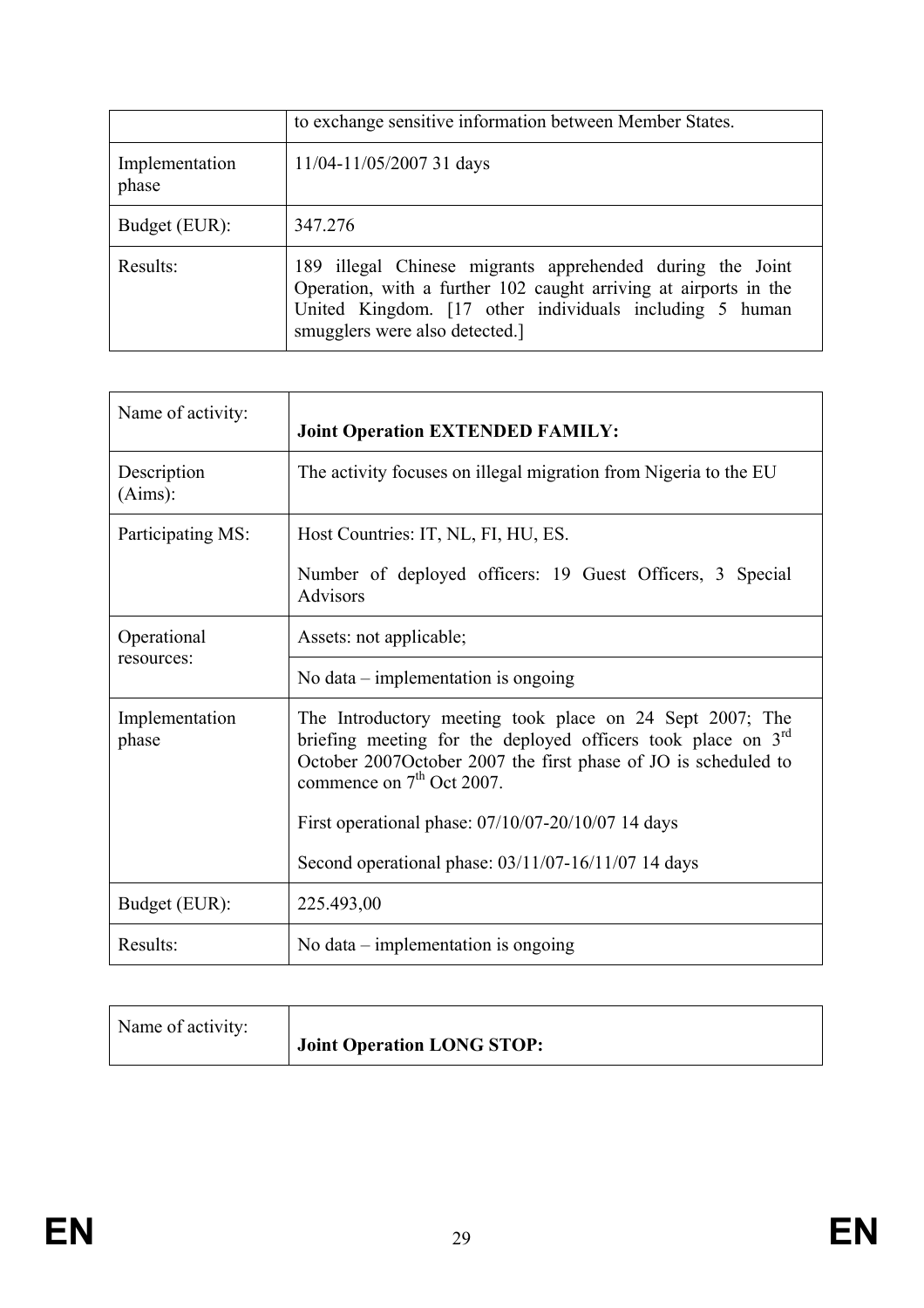| | |
|---|---|
| | to exchange sensitive information between Member States. |
| Implementation phase | 11/04-11/05/2007 31 days |
| Budget (EUR): | 347.276 |
| Results: | 189 illegal Chinese migrants apprehended during the Joint Operation, with a further 102 caught arriving at airports in the United Kingdom. [17 other individuals including 5 human smugglers were also detected.] |

| Name of activity: | **Joint Operation EXTENDED FAMILY:** |
|---|---|
| Description (Aims): | The activity focuses on illegal migration from Nigeria to the EU |
| Participating MS: | Host Countries: IT, NL, FI, HU, ES.<br><br>Number of deployed officers: 19 Guest Officers, 3 Special Advisors |
| Operational resources: | Assets: not applicable; |
| | No data – implementation is ongoing |
| Implementation phase | The Introductory meeting took place on 24 Sept 2007; The briefing meeting for the deployed officers took place on 3rd October 2007October 2007 the first phase of JO is scheduled to commence on 7th Oct 2007.<br><br>First operational phase: 07/10/07-20/10/07 14 days<br><br>Second operational phase: 03/11/07-16/11/07 14 days |
| Budget (EUR): | 225.493,00 |
| Results: | No data – implementation is ongoing |

| Name of activity: | **Joint Operation LONG STOP:** |
|---|---|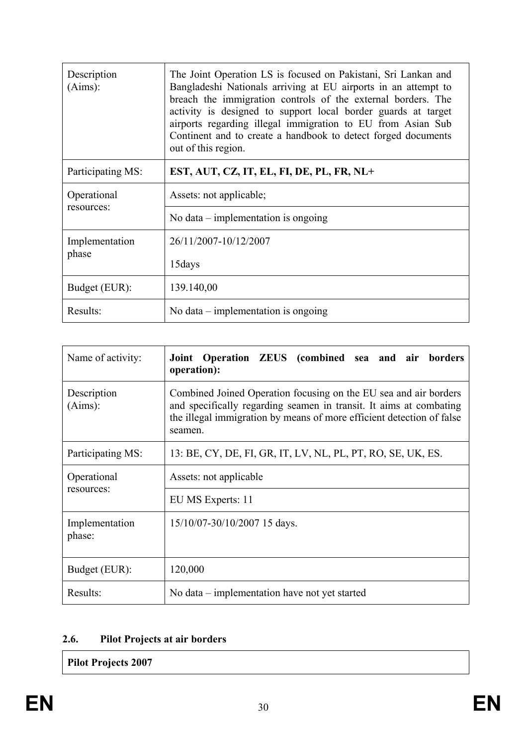| Description (Aims): | The Joint Operation LS is focused on Pakistani, Sri Lankan and Bangladeshi Nationals arriving at EU airports in an attempt to breach the immigration controls of the external borders. The activity is designed to support local border guards at target airports regarding illegal immigration to EU from Asian Sub Continent and to create a handbook to detect forged documents out of this region. |
|---|---|
| Participating MS: | **EST, AUT, CZ, IT, EL, FI, DE, PL, FR, NL+** |
| Operational resources: | Assets: not applicable; |
| | No data – implementation is ongoing |
| Implementation phase | 26/11/2007-10/12/2007<br>15days |
| Budget (EUR): | 139.140,00 |
| Results: | No data – implementation is ongoing |

| Name of activity: | **Joint Operation ZEUS (combined sea and air borders operation):** |
|---|---|
| Description (Aims): | Combined Joined Operation focusing on the EU sea and air borders and specifically regarding seamen in transit. It aims at combating the illegal immigration by means of more efficient detection of false seamen. |
| Participating MS: | 13: BE, CY, DE, FI, GR, IT, LV, NL, PL, PT, RO, SE, UK, ES. |
| Operational resources: | Assets: not applicable |
| | EU MS Experts: 11 |
| Implementation phase: | 15/10/07-30/10/2007 15 days. |
| Budget (EUR): | 120,000 |
| Results: | No data – implementation have not yet started |

### 2.6. Pilot Projects at air borders

| **Pilot Projects 2007** |
|---|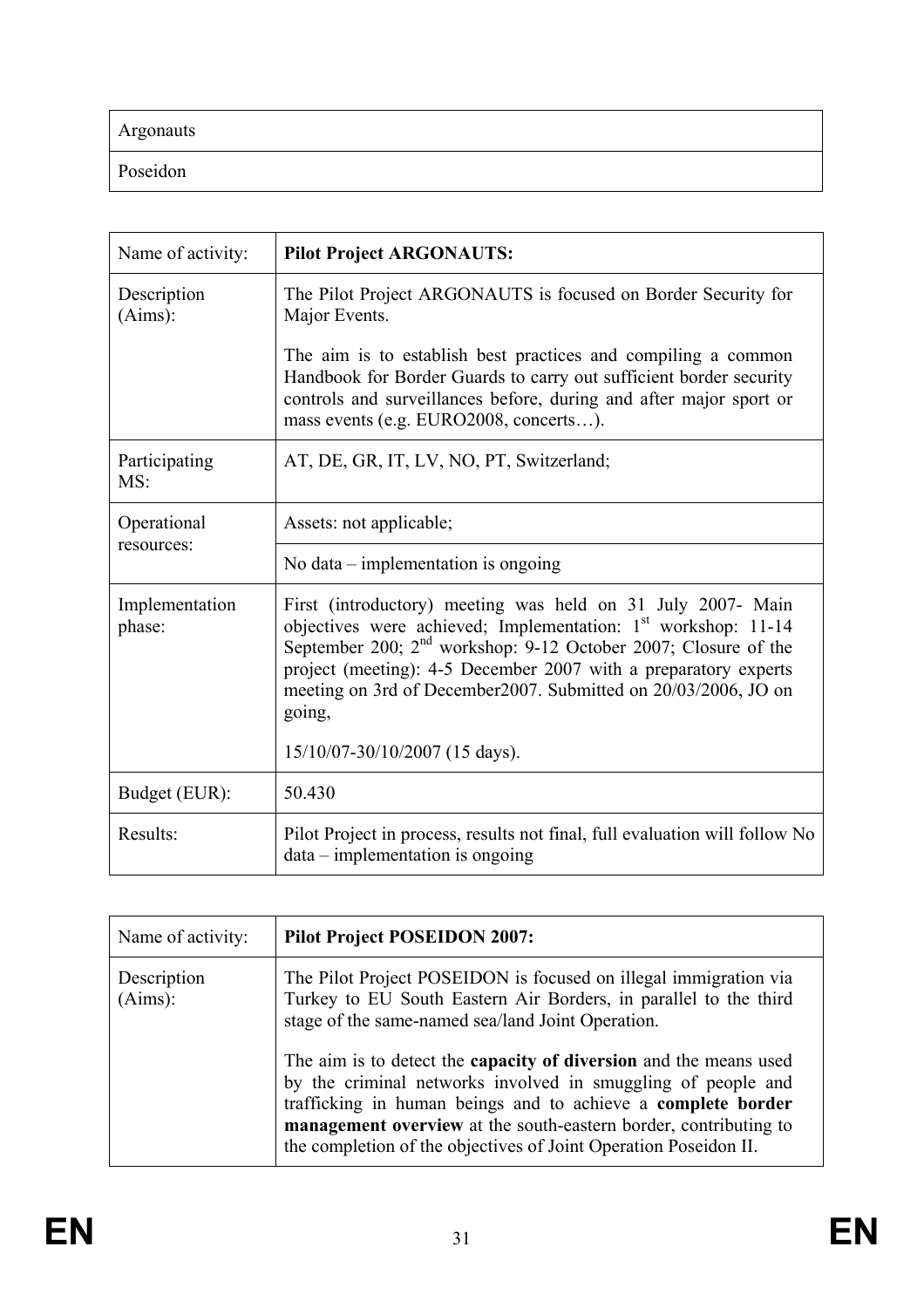| Argonauts |
| --- |
| Poseidon |

| Name of activity: | **Pilot Project ARGONAUTS:** |
| --- | --- |
| Description (Aims): | The Pilot Project ARGONAUTS is focused on Border Security for Major Events.<br><br>The aim is to establish best practices and compiling a common Handbook for Border Guards to carry out sufficient border security controls and surveillances before, during and after major sport or mass events (e.g. EURO2008, concerts…). |
| Participating MS: | AT, DE, GR, IT, LV, NO, PT, Switzerland; |
| Operational resources: | Assets: not applicable; |
| | No data – implementation is ongoing |
| Implementation phase: | First (introductory) meeting was held on 31 July 2007- Main objectives were achieved; Implementation: 1st workshop: 11-14 September 200; 2nd workshop: 9-12 October 2007; Closure of the project (meeting): 4-5 December 2007 with a preparatory experts meeting on 3rd of December2007. Submitted on 20/03/2006, JO on going,<br><br>15/10/07-30/10/2007 (15 days). |
| Budget (EUR): | 50.430 |
| Results: | Pilot Project in process, results not final, full evaluation will follow No data – implementation is ongoing |

| Name of activity: | **Pilot Project POSEIDON 2007:** |
| --- | --- |
| Description (Aims): | The Pilot Project POSEIDON is focused on illegal immigration via Turkey to EU South Eastern Air Borders, in parallel to the third stage of the same-named sea/land Joint Operation.<br><br>The aim is to detect the **capacity of diversion** and the means used by the criminal networks involved in smuggling of people and trafficking in human beings and to achieve a **complete border management overview** at the south-eastern border, contributing to the completion of the objectives of Joint Operation Poseidon II. |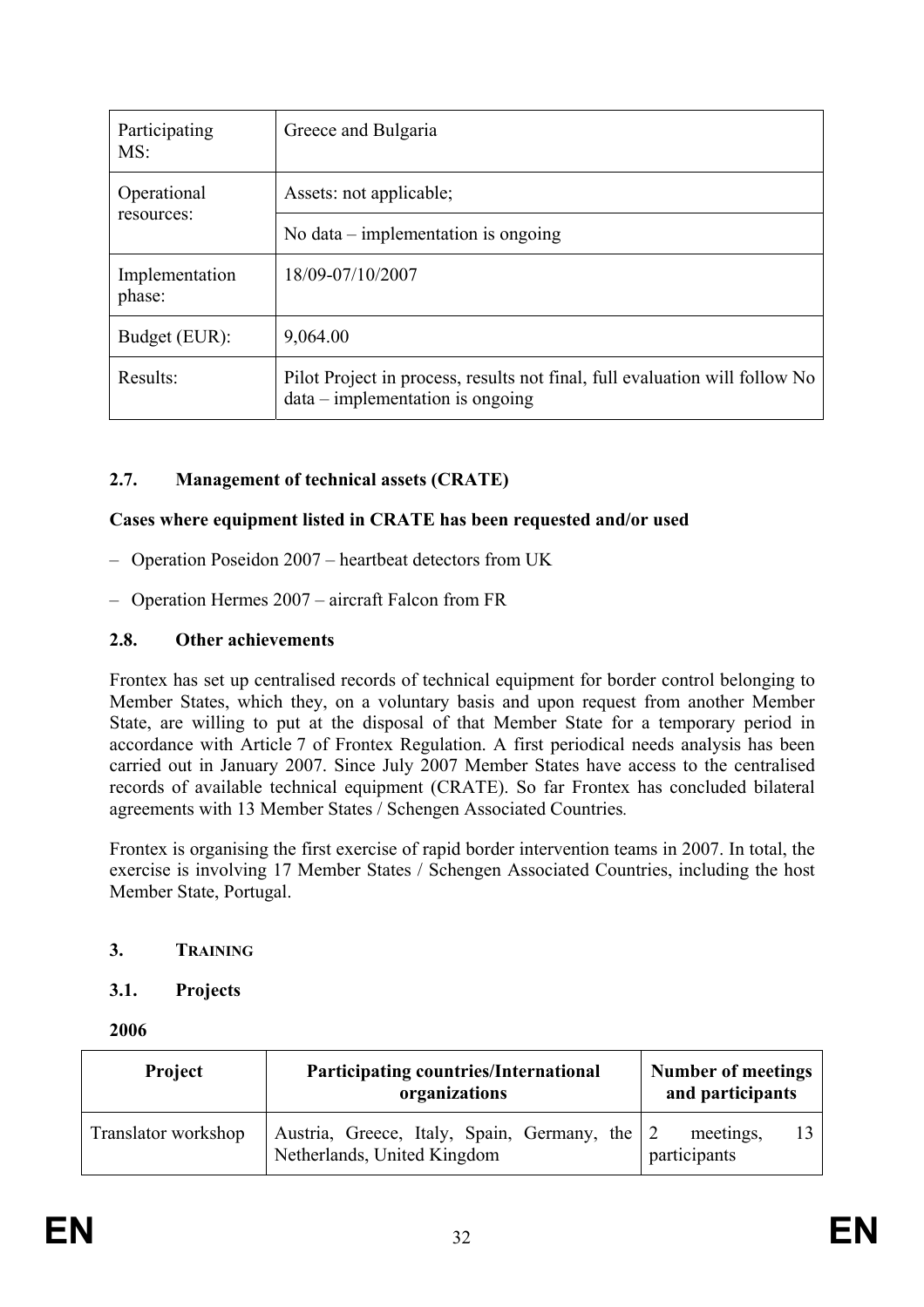| Participating MS: | Greece and Bulgaria |
|---|---|
| Operational resources: | Assets: not applicable; |
| | No data – implementation is ongoing |
| Implementation phase: | 18/09-07/10/2007 |
| Budget (EUR): | 9,064.00 |
| Results: | Pilot Project in process, results not final, full evaluation will follow No data – implementation is ongoing |

### 2.7. Management of technical assets (CRATE)

**Cases where equipment listed in CRATE has been requested and/or used**

- Operation Poseidon 2007 – heartbeat detectors from UK
- Operation Hermes 2007 – aircraft Falcon from FR

### 2.8. Other achievements

Frontex has set up centralised records of technical equipment for border control belonging to Member States, which they, on a voluntary basis and upon request from another Member State, are willing to put at the disposal of that Member State for a temporary period in accordance with Article 7 of Frontex Regulation. A first periodical needs analysis has been carried out in January 2007. Since July 2007 Member States have access to the centralised records of available technical equipment (CRATE). So far Frontex has concluded bilateral agreements with 13 Member States / Schengen Associated Countries*.*

Frontex is organising the first exercise of rapid border intervention teams in 2007. In total, the exercise is involving 17 Member States / Schengen Associated Countries, including the host Member State, Portugal.

## 3. TRAINING

### 3.1. Projects

**2006**

| Project | Participating countries/International organizations | Number of meetings and participants |
|---|---|---|
| Translator workshop | Austria, Greece, Italy, Spain, Germany, the Netherlands, United Kingdom | 2 meetings, 13 participants |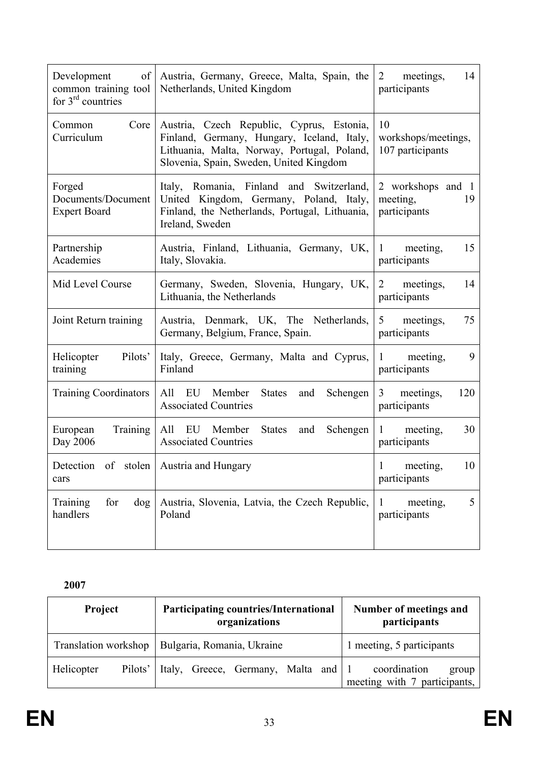| | | |
|---|---|---|
| Development of common training tool for 3rd countries | Austria, Germany, Greece, Malta, Spain, the Netherlands, United Kingdom | 2 meetings, 14 participants |
| Common Core Curriculum | Austria, Czech Republic, Cyprus, Estonia, Finland, Germany, Hungary, Iceland, Italy, Lithuania, Malta, Norway, Portugal, Poland, Slovenia, Spain, Sweden, United Kingdom | 10 workshops/meetings, 107 participants |
| Forged Documents/Document Expert Board | Italy, Romania, Finland and Switzerland, United Kingdom, Germany, Poland, Italy, Finland, the Netherlands, Portugal, Lithuania, Ireland, Sweden | 2 workshops and 1 meeting, 19 participants |
| Partnership Academies | Austria, Finland, Lithuania, Germany, UK, Italy, Slovakia. | 1 meeting, 15 participants |
| Mid Level Course | Germany, Sweden, Slovenia, Hungary, UK, Lithuania, the Netherlands | 2 meetings, 14 participants |
| Joint Return training | Austria, Denmark, UK, The Netherlands, Germany, Belgium, France, Spain. | 5 meetings, 75 participants |
| Helicopter Pilots' training | Italy, Greece, Germany, Malta and Cyprus, Finland | 1 meeting, 9 participants |
| Training Coordinators | All EU Member States and Schengen Associated Countries | 3 meetings, 120 participants |
| European Training Day 2006 | All EU Member States and Schengen Associated Countries | 1 meeting, 30 participants |
| Detection of stolen cars | Austria and Hungary | 1 meeting, 10 participants |
| Training for dog handlers | Austria, Slovenia, Latvia, the Czech Republic, Poland | 1 meeting, 5 participants |

**2007**

| Project | Participating countries/International organizations | Number of meetings and participants |
|---|---|---|
| Translation workshop | Bulgaria, Romania, Ukraine | 1 meeting, 5 participants |
| Helicopter Pilots' | Italy, Greece, Germany, Malta and | 1 coordination group meeting with 7 participants, |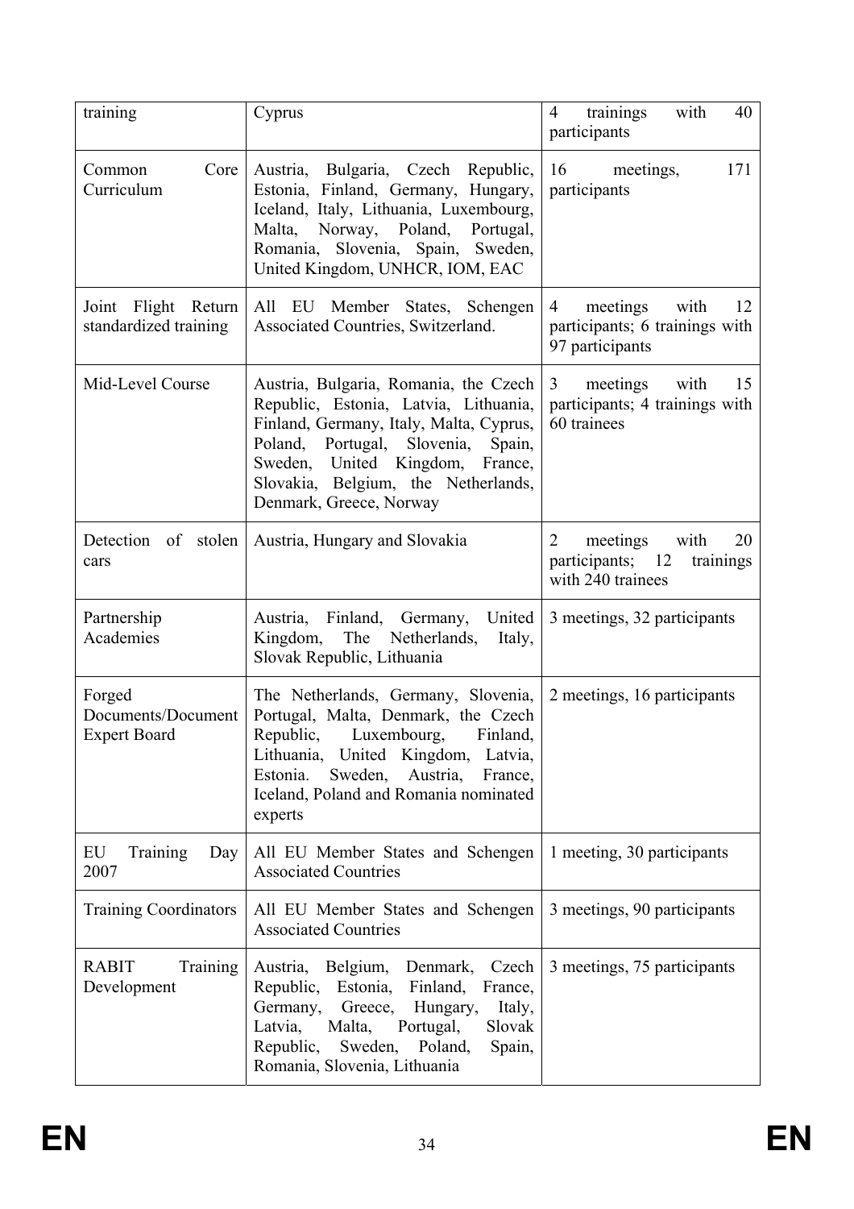| | | |
|---|---|---|
| training | Cyprus | 4 trainings with 40 participants |
| Common Core Curriculum | Austria, Bulgaria, Czech Republic, Estonia, Finland, Germany, Hungary, Iceland, Italy, Lithuania, Luxembourg, Malta, Norway, Poland, Portugal, Romania, Slovenia, Spain, Sweden, United Kingdom, UNHCR, IOM, EAC | 16 meetings, 171 participants |
| Joint Flight Return standardized training | All EU Member States, Schengen Associated Countries, Switzerland. | 4 meetings with 12 participants; 6 trainings with 97 participants |
| Mid-Level Course | Austria, Bulgaria, Romania, the Czech Republic, Estonia, Latvia, Lithuania, Finland, Germany, Italy, Malta, Cyprus, Poland, Portugal, Slovenia, Spain, Sweden, United Kingdom, France, Slovakia, Belgium, the Netherlands, Denmark, Greece, Norway | 3 meetings with 15 participants; 4 trainings with 60 trainees |
| Detection of stolen cars | Austria, Hungary and Slovakia | 2 meetings with 20 participants; 12 trainings with 240 trainees |
| Partnership Academies | Austria, Finland, Germany, United Kingdom, The Netherlands, Italy, Slovak Republic, Lithuania | 3 meetings, 32 participants |
| Forged Documents/Document Expert Board | The Netherlands, Germany, Slovenia, Portugal, Malta, Denmark, the Czech Republic, Luxembourg, Finland, Lithuania, United Kingdom, Latvia, Estonia. Sweden, Austria, France, Iceland, Poland and Romania nominated experts | 2 meetings, 16 participants |
| EU Training Day 2007 | All EU Member States and Schengen Associated Countries | 1 meeting, 30 participants |
| Training Coordinators | All EU Member States and Schengen Associated Countries | 3 meetings, 90 participants |
| RABIT Training Development | Austria, Belgium, Denmark, Czech Republic, Estonia, Finland, France, Germany, Greece, Hungary, Italy, Latvia, Malta, Portugal, Slovak Republic, Sweden, Poland, Spain, Romania, Slovenia, Lithuania | 3 meetings, 75 participants |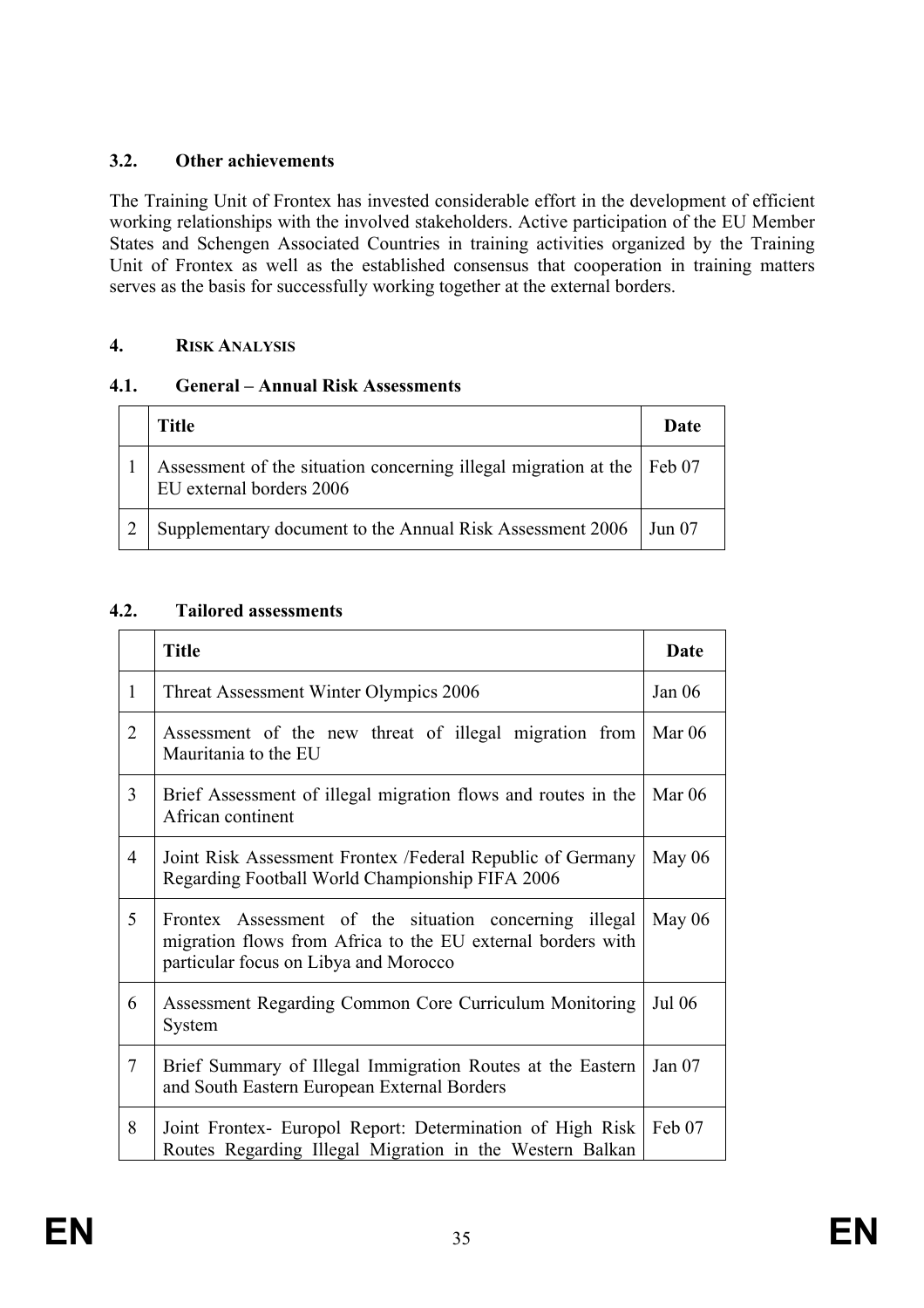### 3.2. Other achievements

The Training Unit of Frontex has invested considerable effort in the development of efficient working relationships with the involved stakeholders. Active participation of the EU Member States and Schengen Associated Countries in training activities organized by the Training Unit of Frontex as well as the established consensus that cooperation in training matters serves as the basis for successfully working together at the external borders.

## 4. RISK ANALYSIS

### 4.1. General – Annual Risk Assessments

| | Title | Date |
|---|---|---|
| 1 | Assessment of the situation concerning illegal migration at the EU external borders 2006 | Feb 07 |
| 2 | Supplementary document to the Annual Risk Assessment 2006 | Jun 07 |

### 4.2. Tailored assessments

| | Title | Date |
|---|---|---|
| 1 | Threat Assessment Winter Olympics 2006 | Jan 06 |
| 2 | Assessment of the new threat of illegal migration from Mauritania to the EU | Mar 06 |
| 3 | Brief Assessment of illegal migration flows and routes in the African continent | Mar 06 |
| 4 | Joint Risk Assessment Frontex /Federal Republic of Germany Regarding Football World Championship FIFA 2006 | May 06 |
| 5 | Frontex Assessment of the situation concerning illegal migration flows from Africa to the EU external borders with particular focus on Libya and Morocco | May 06 |
| 6 | Assessment Regarding Common Core Curriculum Monitoring System | Jul 06 |
| 7 | Brief Summary of Illegal Immigration Routes at the Eastern and South Eastern European External Borders | Jan 07 |
| 8 | Joint Frontex- Europol Report: Determination of High Risk Routes Regarding Illegal Migration in the Western Balkan | Feb 07 |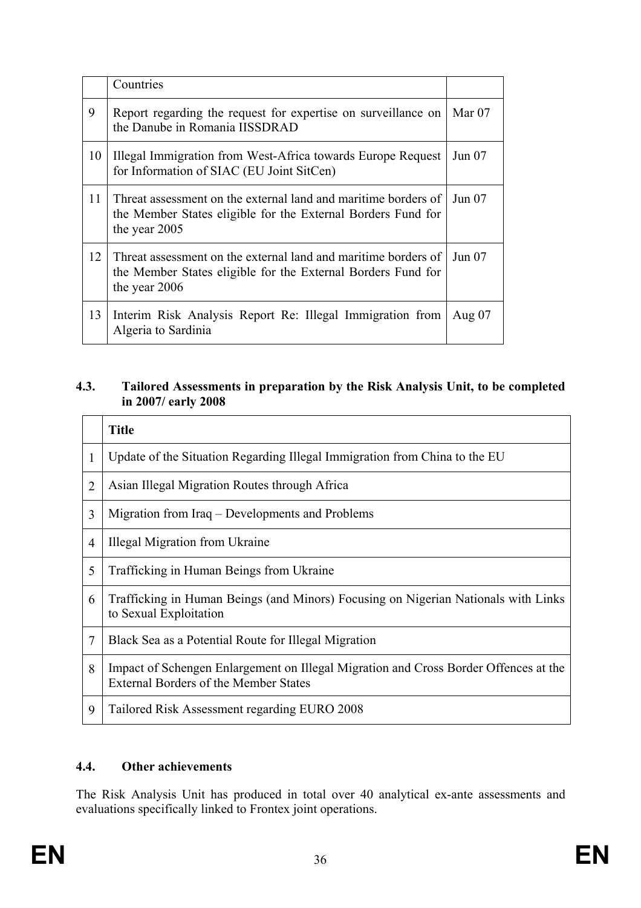| | Countries | |
|---|---|---|
| 9 | Report regarding the request for expertise on surveillance on the Danube in Romania IISSDRAD | Mar 07 |
| 10 | Illegal Immigration from West-Africa towards Europe Request for Information of SIAC (EU Joint SitCen) | Jun 07 |
| 11 | Threat assessment on the external land and maritime borders of the Member States eligible for the External Borders Fund for the year 2005 | Jun 07 |
| 12 | Threat assessment on the external land and maritime borders of the Member States eligible for the External Borders Fund for the year 2006 | Jun 07 |
| 13 | Interim Risk Analysis Report Re: Illegal Immigration from Algeria to Sardinia | Aug 07 |

### 4.3. Tailored Assessments in preparation by the Risk Analysis Unit, to be completed in 2007/ early 2008

| | Title |
|---|---|
| 1 | Update of the Situation Regarding Illegal Immigration from China to the EU |
| 2 | Asian Illegal Migration Routes through Africa |
| 3 | Migration from Iraq – Developments and Problems |
| 4 | Illegal Migration from Ukraine |
| 5 | Trafficking in Human Beings from Ukraine |
| 6 | Trafficking in Human Beings (and Minors) Focusing on Nigerian Nationals with Links to Sexual Exploitation |
| 7 | Black Sea as a Potential Route for Illegal Migration |
| 8 | Impact of Schengen Enlargement on Illegal Migration and Cross Border Offences at the External Borders of the Member States |
| 9 | Tailored Risk Assessment regarding EURO 2008 |

### 4.4. Other achievements

The Risk Analysis Unit has produced in total over 40 analytical ex-ante assessments and evaluations specifically linked to Frontex joint operations.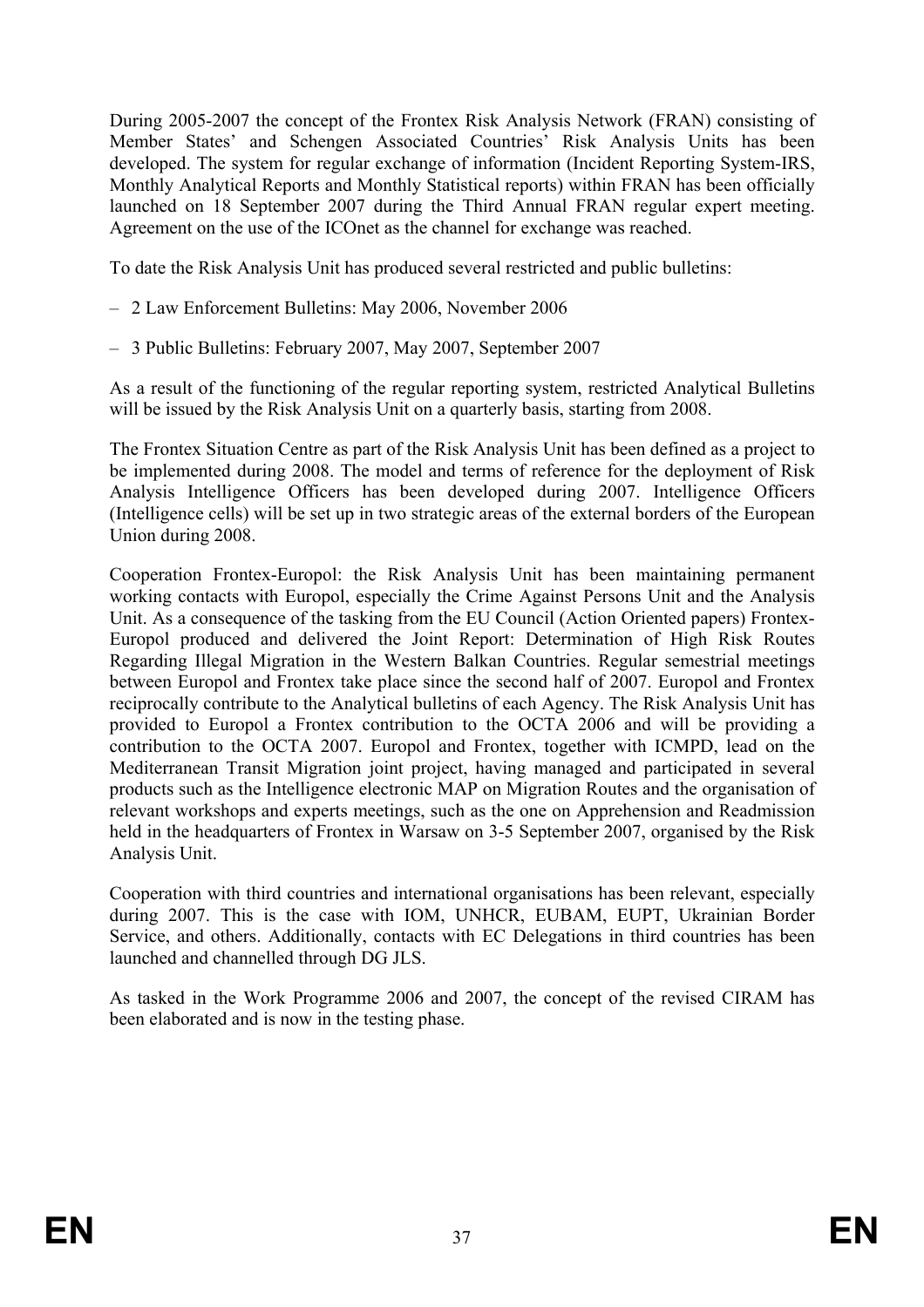During 2005-2007 the concept of the Frontex Risk Analysis Network (FRAN) consisting of Member States' and Schengen Associated Countries' Risk Analysis Units has been developed. The system for regular exchange of information (Incident Reporting System-IRS, Monthly Analytical Reports and Monthly Statistical reports) within FRAN has been officially launched on 18 September 2007 during the Third Annual FRAN regular expert meeting. Agreement on the use of the ICOnet as the channel for exchange was reached.

To date the Risk Analysis Unit has produced several restricted and public bulletins:

– 2 Law Enforcement Bulletins: May 2006, November 2006

– 3 Public Bulletins: February 2007, May 2007, September 2007

As a result of the functioning of the regular reporting system, restricted Analytical Bulletins will be issued by the Risk Analysis Unit on a quarterly basis, starting from 2008.

The Frontex Situation Centre as part of the Risk Analysis Unit has been defined as a project to be implemented during 2008. The model and terms of reference for the deployment of Risk Analysis Intelligence Officers has been developed during 2007. Intelligence Officers (Intelligence cells) will be set up in two strategic areas of the external borders of the European Union during 2008.

Cooperation Frontex-Europol: the Risk Analysis Unit has been maintaining permanent working contacts with Europol, especially the Crime Against Persons Unit and the Analysis Unit. As a consequence of the tasking from the EU Council (Action Oriented papers) Frontex-Europol produced and delivered the Joint Report: Determination of High Risk Routes Regarding Illegal Migration in the Western Balkan Countries. Regular semestrial meetings between Europol and Frontex take place since the second half of 2007. Europol and Frontex reciprocally contribute to the Analytical bulletins of each Agency. The Risk Analysis Unit has provided to Europol a Frontex contribution to the OCTA 2006 and will be providing a contribution to the OCTA 2007. Europol and Frontex, together with ICMPD, lead on the Mediterranean Transit Migration joint project, having managed and participated in several products such as the Intelligence electronic MAP on Migration Routes and the organisation of relevant workshops and experts meetings, such as the one on Apprehension and Readmission held in the headquarters of Frontex in Warsaw on 3-5 September 2007, organised by the Risk Analysis Unit.

Cooperation with third countries and international organisations has been relevant, especially during 2007. This is the case with IOM, UNHCR, EUBAM, EUPT, Ukrainian Border Service, and others. Additionally, contacts with EC Delegations in third countries has been launched and channelled through DG JLS.

As tasked in the Work Programme 2006 and 2007, the concept of the revised CIRAM has been elaborated and is now in the testing phase.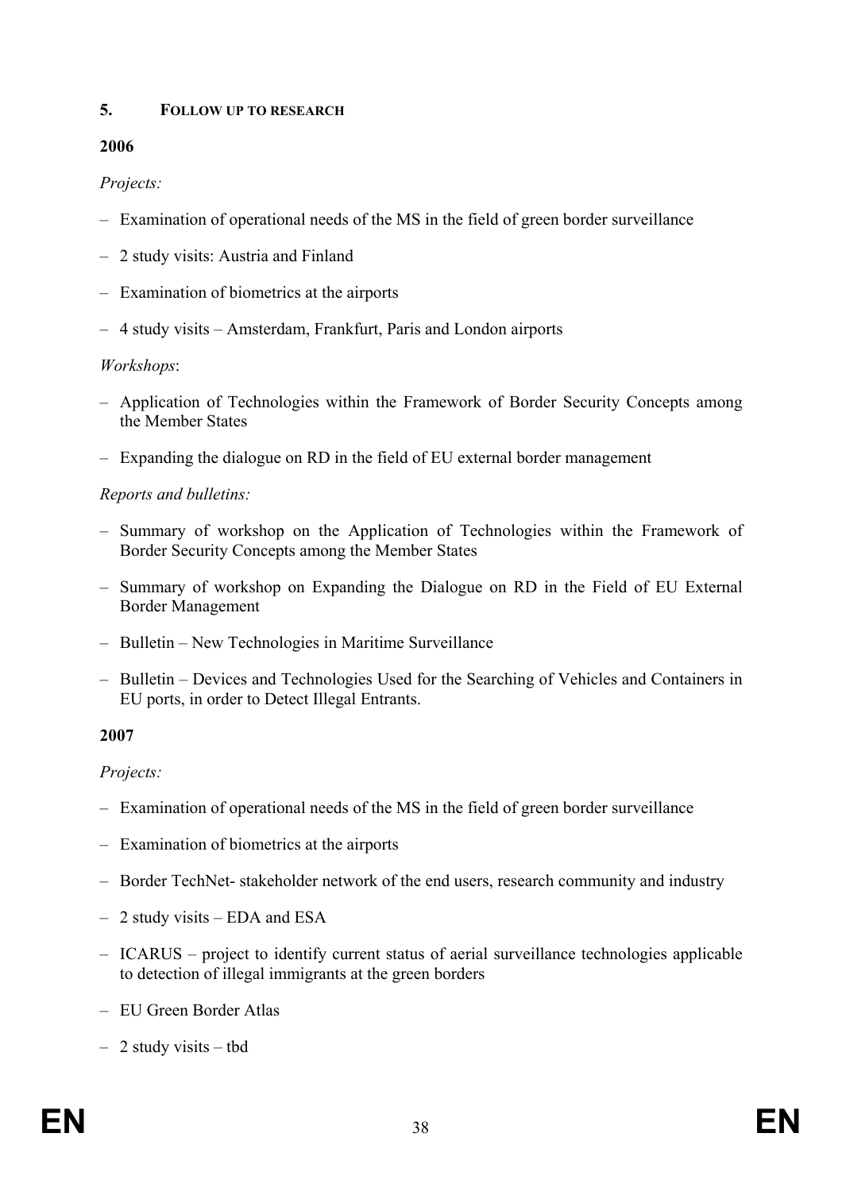## 5. Follow up to research

**2006**

*Projects:*

- Examination of operational needs of the MS in the field of green border surveillance
- 2 study visits: Austria and Finland
- Examination of biometrics at the airports
- 4 study visits – Amsterdam, Frankfurt, Paris and London airports

*Workshops*:

- Application of Technologies within the Framework of Border Security Concepts among the Member States
- Expanding the dialogue on RD in the field of EU external border management

*Reports and bulletins:*

- Summary of workshop on the Application of Technologies within the Framework of Border Security Concepts among the Member States
- Summary of workshop on Expanding the Dialogue on RD in the Field of EU External Border Management
- Bulletin – New Technologies in Maritime Surveillance
- Bulletin – Devices and Technologies Used for the Searching of Vehicles and Containers in EU ports, in order to Detect Illegal Entrants.

**2007**

*Projects:*

- Examination of operational needs of the MS in the field of green border surveillance
- Examination of biometrics at the airports
- Border TechNet- stakeholder network of the end users, research community and industry
- 2 study visits – EDA and ESA
- ICARUS – project to identify current status of aerial surveillance technologies applicable to detection of illegal immigrants at the green borders
- EU Green Border Atlas
- 2 study visits – tbd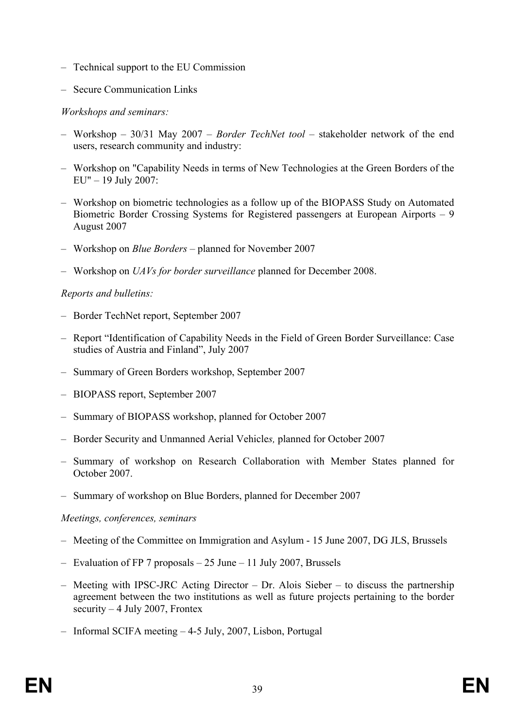- Technical support to the EU Commission
- Secure Communication Links

*Workshops and seminars:*

- Workshop – 30/31 May 2007 – *Border TechNet tool* – stakeholder network of the end users, research community and industry:
- Workshop on "Capability Needs in terms of New Technologies at the Green Borders of the EU" – 19 July 2007:
- Workshop on biometric technologies as a follow up of the BIOPASS Study on Automated Biometric Border Crossing Systems for Registered passengers at European Airports – 9 August 2007
- Workshop on *Blue Borders* – planned for November 2007
- Workshop on *UAVs for border surveillance* planned for December 2008.

*Reports and bulletins:*

- Border TechNet report, September 2007
- Report "Identification of Capability Needs in the Field of Green Border Surveillance: Case studies of Austria and Finland", July 2007
- Summary of Green Borders workshop, September 2007
- BIOPASS report, September 2007
- Summary of BIOPASS workshop, planned for October 2007
- Border Security and Unmanned Aerial Vehicle*s,* planned for October 2007
- Summary of workshop on Research Collaboration with Member States planned for October 2007.
- Summary of workshop on Blue Borders, planned for December 2007

*Meetings, conferences, seminars*

- Meeting of the Committee on Immigration and Asylum - 15 June 2007, DG JLS, Brussels
- Evaluation of FP 7 proposals – 25 June – 11 July 2007, Brussels
- Meeting with IPSC-JRC Acting Director – Dr. Alois Sieber – to discuss the partnership agreement between the two institutions as well as future projects pertaining to the border security – 4 July 2007, Frontex
- Informal SCIFA meeting – 4-5 July, 2007, Lisbon, Portugal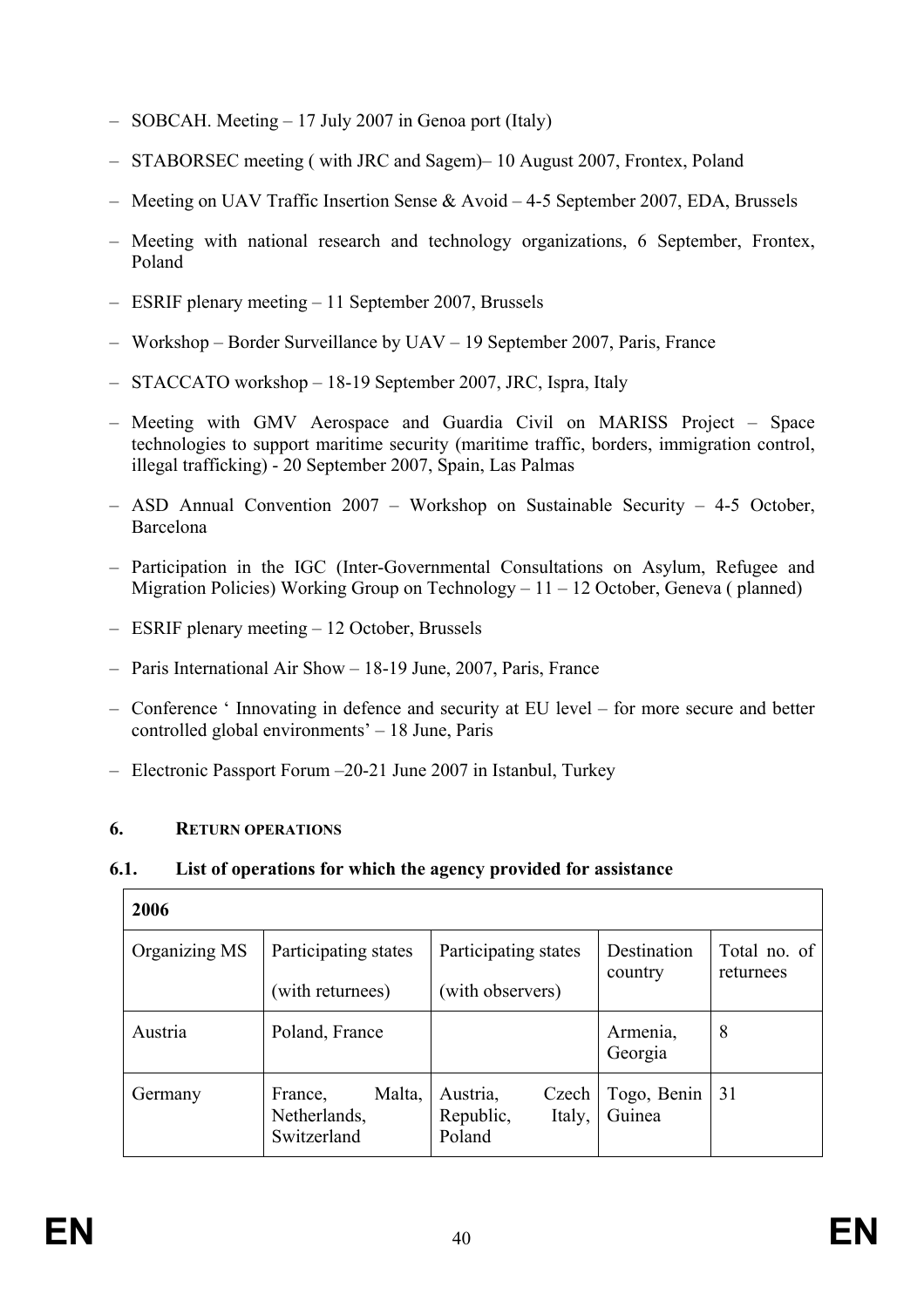- SOBCAH. Meeting – 17 July 2007 in Genoa port (Italy)
- STABORSEC meeting ( with JRC and Sagem)– 10 August 2007, Frontex, Poland
- Meeting on UAV Traffic Insertion Sense & Avoid – 4-5 September 2007, EDA, Brussels
- Meeting with national research and technology organizations, 6 September, Frontex, Poland
- ESRIF plenary meeting – 11 September 2007, Brussels
- Workshop – Border Surveillance by UAV – 19 September 2007, Paris, France
- STACCATO workshop – 18-19 September 2007, JRC, Ispra, Italy
- Meeting with GMV Aerospace and Guardia Civil on MARISS Project – Space technologies to support maritime security (maritime traffic, borders, immigration control, illegal trafficking) - 20 September 2007, Spain, Las Palmas
- ASD Annual Convention 2007 – Workshop on Sustainable Security – 4-5 October, Barcelona
- Participation in the IGC (Inter-Governmental Consultations on Asylum, Refugee and Migration Policies) Working Group on Technology – 11 – 12 October, Geneva ( planned)
- ESRIF plenary meeting – 12 October, Brussels
- Paris International Air Show – 18-19 June, 2007, Paris, France
- Conference ' Innovating in defence and security at EU level – for more secure and better controlled global environments' – 18 June, Paris
- Electronic Passport Forum –20-21 June 2007 in Istanbul, Turkey

## 6. RETURN OPERATIONS

### 6.1. List of operations for which the agency provided for assistance

| 2006 | | | | |
|---|---|---|---|---|
| Organizing MS | Participating states (with returnees) | Participating states (with observers) | Destination country | Total no. of returnees |
| Austria | Poland, France | | Armenia, Georgia | 8 |
| Germany | France, Malta, Netherlands, Switzerland | Austria, Czech Republic, Italy, Poland | Togo, Benin Guinea | 31 |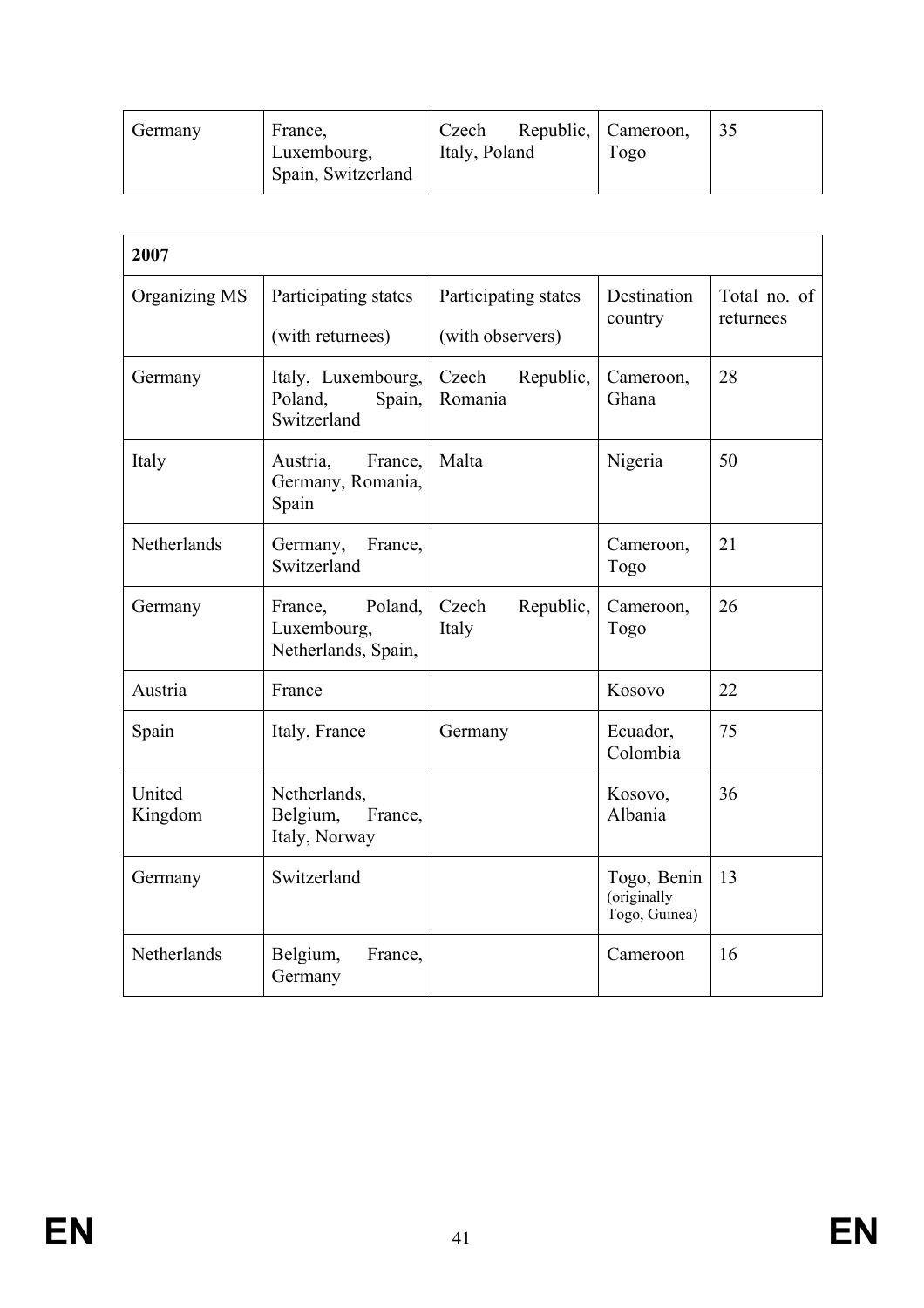| Germany | France, Luxembourg, Spain, Switzerland | Czech Republic, Italy, Poland | Cameroon, Togo | 35 |
|---|---|---|---|---|

| **2007** | | | | |
|---|---|---|---|---|
| Organizing MS | Participating states (with returnees) | Participating states (with observers) | Destination country | Total no. of returnees |
| Germany | Italy, Luxembourg, Poland, Spain, Switzerland | Czech Republic, Romania | Cameroon, Ghana | 28 |
| Italy | Austria, France, Germany, Romania, Spain | Malta | Nigeria | 50 |
| Netherlands | Germany, France, Switzerland | | Cameroon, Togo | 21 |
| Germany | France, Poland, Luxembourg, Netherlands, Spain, | Czech Republic, Italy | Cameroon, Togo | 26 |
| Austria | France | | Kosovo | 22 |
| Spain | Italy, France | Germany | Ecuador, Colombia | 75 |
| United Kingdom | Netherlands, Belgium, France, Italy, Norway | | Kosovo, Albania | 36 |
| Germany | Switzerland | | Togo, Benin (originally Togo, Guinea) | 13 |
| Netherlands | Belgium, France, Germany | | Cameroon | 16 |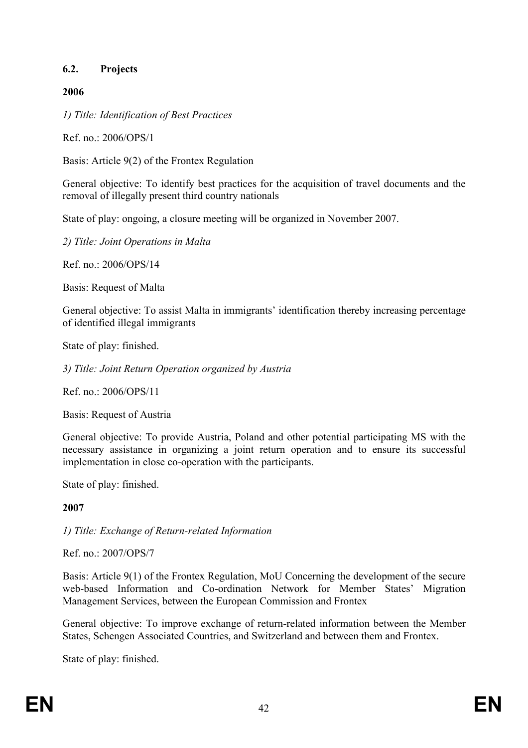### 6.2. Projects

**2006**

*1) Title: Identification of Best Practices*

Ref. no.: 2006/OPS/1

Basis: Article 9(2) of the Frontex Regulation

General objective: To identify best practices for the acquisition of travel documents and the removal of illegally present third country nationals

State of play: ongoing, a closure meeting will be organized in November 2007.

*2) Title: Joint Operations in Malta*

Ref. no.: 2006/OPS/14

Basis: Request of Malta

General objective: To assist Malta in immigrants' identification thereby increasing percentage of identified illegal immigrants

State of play: finished.

*3) Title: Joint Return Operation organized by Austria*

Ref. no.: 2006/OPS/11

Basis: Request of Austria

General objective: To provide Austria, Poland and other potential participating MS with the necessary assistance in organizing a joint return operation and to ensure its successful implementation in close co-operation with the participants.

State of play: finished.

**2007**

*1) Title: Exchange of Return-related Information*

Ref. no.: 2007/OPS/7

Basis: Article 9(1) of the Frontex Regulation, MoU Concerning the development of the secure web-based Information and Co-ordination Network for Member States' Migration Management Services, between the European Commission and Frontex

General objective: To improve exchange of return-related information between the Member States, Schengen Associated Countries, and Switzerland and between them and Frontex.

State of play: finished.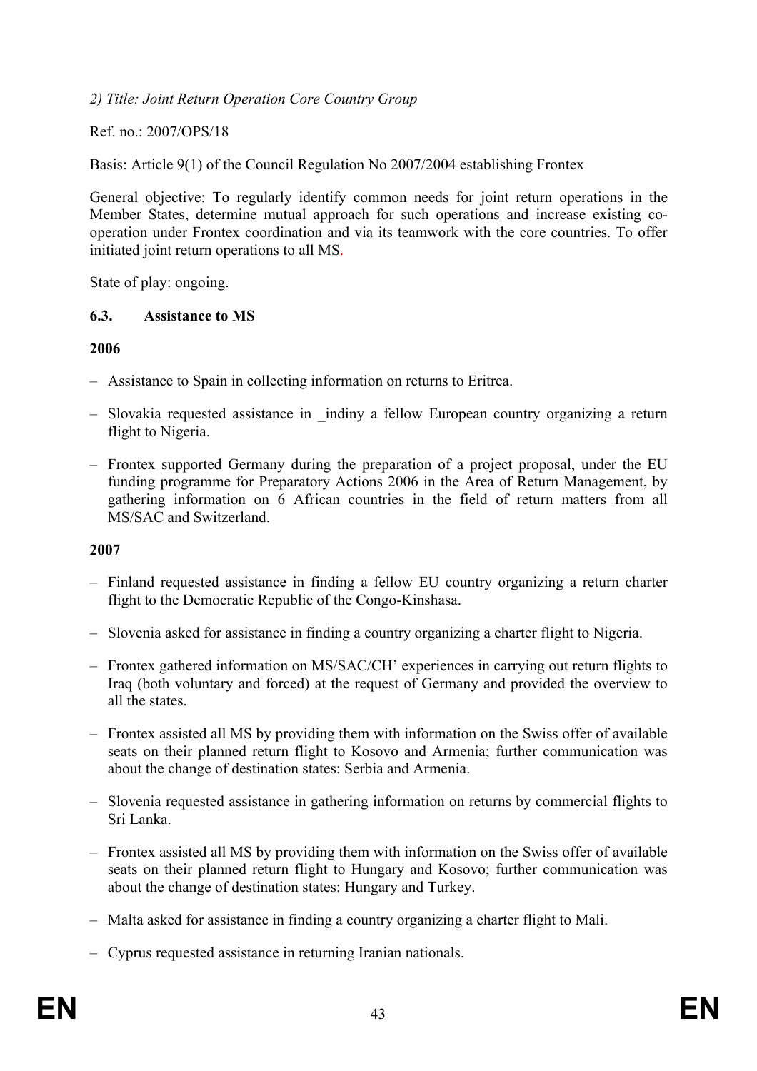*2) Title: Joint Return Operation Core Country Group*

Ref. no.: 2007/OPS/18

Basis: Article 9(1) of the Council Regulation No 2007/2004 establishing Frontex

General objective: To regularly identify common needs for joint return operations in the Member States, determine mutual approach for such operations and increase existing co-operation under Frontex coordination and via its teamwork with the core countries. To offer initiated joint return operations to all MS.

State of play: ongoing.

### 6.3. Assistance to MS

**2006**

– Assistance to Spain in collecting information on returns to Eritrea.

– Slovakia requested assistance in _indiny a fellow European country organizing a return flight to Nigeria.

– Frontex supported Germany during the preparation of a project proposal, under the EU funding programme for Preparatory Actions 2006 in the Area of Return Management, by gathering information on 6 African countries in the field of return matters from all MS/SAC and Switzerland.

**2007**

– Finland requested assistance in finding a fellow EU country organizing a return charter flight to the Democratic Republic of the Congo-Kinshasa.

– Slovenia asked for assistance in finding a country organizing a charter flight to Nigeria.

– Frontex gathered information on MS/SAC/CH' experiences in carrying out return flights to Iraq (both voluntary and forced) at the request of Germany and provided the overview to all the states.

– Frontex assisted all MS by providing them with information on the Swiss offer of available seats on their planned return flight to Kosovo and Armenia; further communication was about the change of destination states: Serbia and Armenia.

– Slovenia requested assistance in gathering information on returns by commercial flights to Sri Lanka.

– Frontex assisted all MS by providing them with information on the Swiss offer of available seats on their planned return flight to Hungary and Kosovo; further communication was about the change of destination states: Hungary and Turkey.

– Malta asked for assistance in finding a country organizing a charter flight to Mali.

– Cyprus requested assistance in returning Iranian nationals.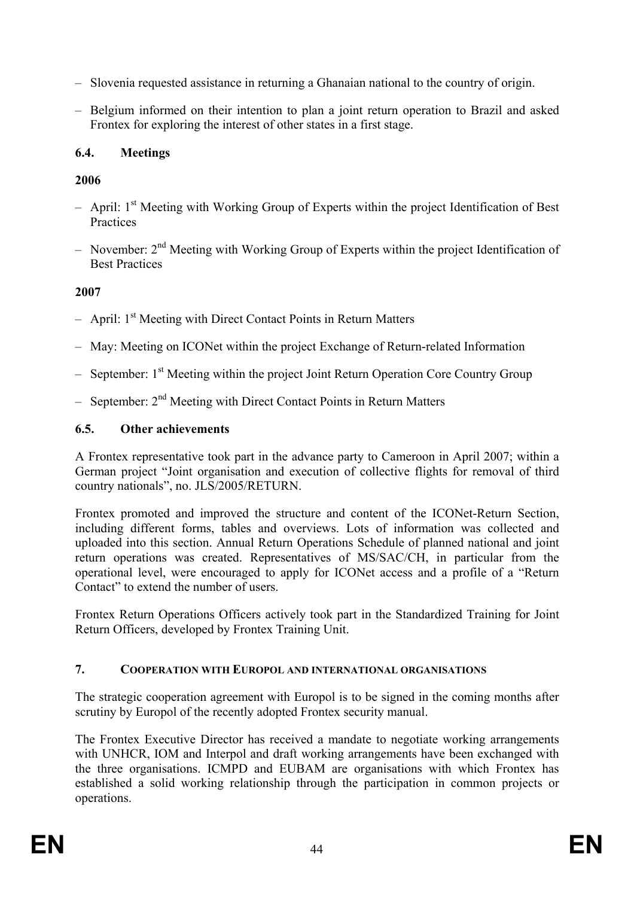- Slovenia requested assistance in returning a Ghanaian national to the country of origin.
- Belgium informed on their intention to plan a joint return operation to Brazil and asked Frontex for exploring the interest of other states in a first stage.

### 6.4. Meetings

**2006**

- April: 1st Meeting with Working Group of Experts within the project Identification of Best Practices
- November: 2nd Meeting with Working Group of Experts within the project Identification of Best Practices

**2007**

- April: 1st Meeting with Direct Contact Points in Return Matters
- May: Meeting on ICONet within the project Exchange of Return-related Information
- September: 1st Meeting within the project Joint Return Operation Core Country Group
- September: 2nd Meeting with Direct Contact Points in Return Matters

### 6.5. Other achievements

A Frontex representative took part in the advance party to Cameroon in April 2007; within a German project "Joint organisation and execution of collective flights for removal of third country nationals", no. JLS/2005/RETURN.

Frontex promoted and improved the structure and content of the ICONet-Return Section, including different forms, tables and overviews. Lots of information was collected and uploaded into this section. Annual Return Operations Schedule of planned national and joint return operations was created. Representatives of MS/SAC/CH, in particular from the operational level, were encouraged to apply for ICONet access and a profile of a "Return Contact" to extend the number of users.

Frontex Return Operations Officers actively took part in the Standardized Training for Joint Return Officers, developed by Frontex Training Unit.

## 7. COOPERATION WITH EUROPOL AND INTERNATIONAL ORGANISATIONS

The strategic cooperation agreement with Europol is to be signed in the coming months after scrutiny by Europol of the recently adopted Frontex security manual.

The Frontex Executive Director has received a mandate to negotiate working arrangements with UNHCR, IOM and Interpol and draft working arrangements have been exchanged with the three organisations. ICMPD and EUBAM are organisations with which Frontex has established a solid working relationship through the participation in common projects or operations.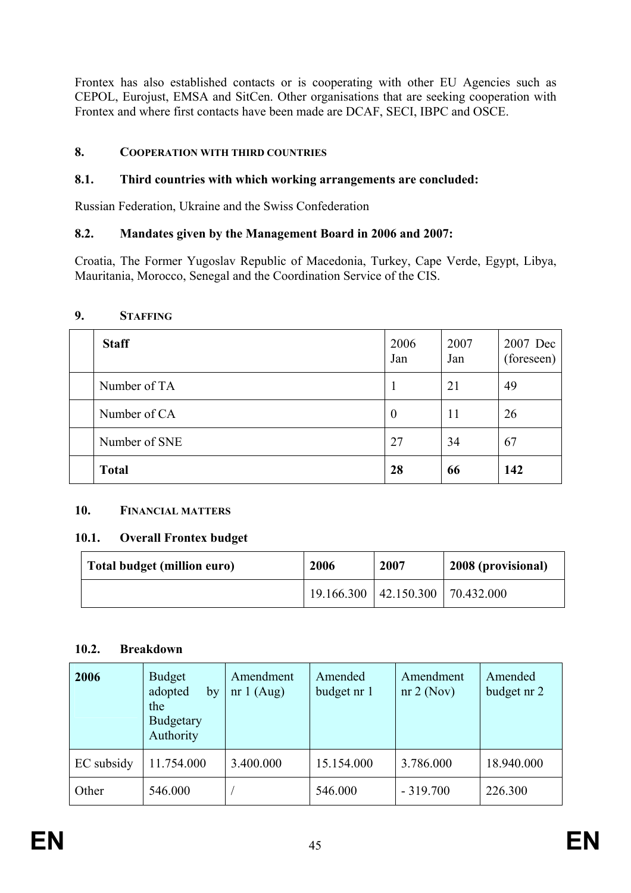Frontex has also established contacts or is cooperating with other EU Agencies such as CEPOL, Eurojust, EMSA and SitCen. Other organisations that are seeking cooperation with Frontex and where first contacts have been made are DCAF, SECI, IBPC and OSCE.

## 8. Cooperation with third countries

### 8.1. Third countries with which working arrangements are concluded:

Russian Federation, Ukraine and the Swiss Confederation

### 8.2. Mandates given by the Management Board in 2006 and 2007:

Croatia, The Former Yugoslav Republic of Macedonia, Turkey, Cape Verde, Egypt, Libya, Mauritania, Morocco, Senegal and the Coordination Service of the CIS.

## 9. Staffing

| | **Staff** | 2006 Jan | 2007 Jan | 2007 Dec (foreseen) |
|---|---|---|---|---|
| | Number of TA | 1 | 21 | 49 |
| | Number of CA | 0 | 11 | 26 |
| | Number of SNE | 27 | 34 | 67 |
| | **Total** | **28** | **66** | **142** |

## 10. Financial matters

### 10.1. Overall Frontex budget

| **Total budget (million euro)** | **2006** | **2007** | **2008 (provisional)** |
|---|---|---|---|
| | 19.166.300 | 42.150.300 | 70.432.000 |

### 10.2. Breakdown

| **2006** | Budget adopted by the Budgetary Authority | Amendment nr 1 (Aug) | Amended budget nr 1 | Amendment nr 2 (Nov) | Amended budget nr 2 |
|---|---|---|---|---|---|
| EC subsidy | 11.754.000 | 3.400.000 | 15.154.000 | 3.786.000 | 18.940.000 |
| Other | 546.000 | / | 546.000 | - 319.700 | 226.300 |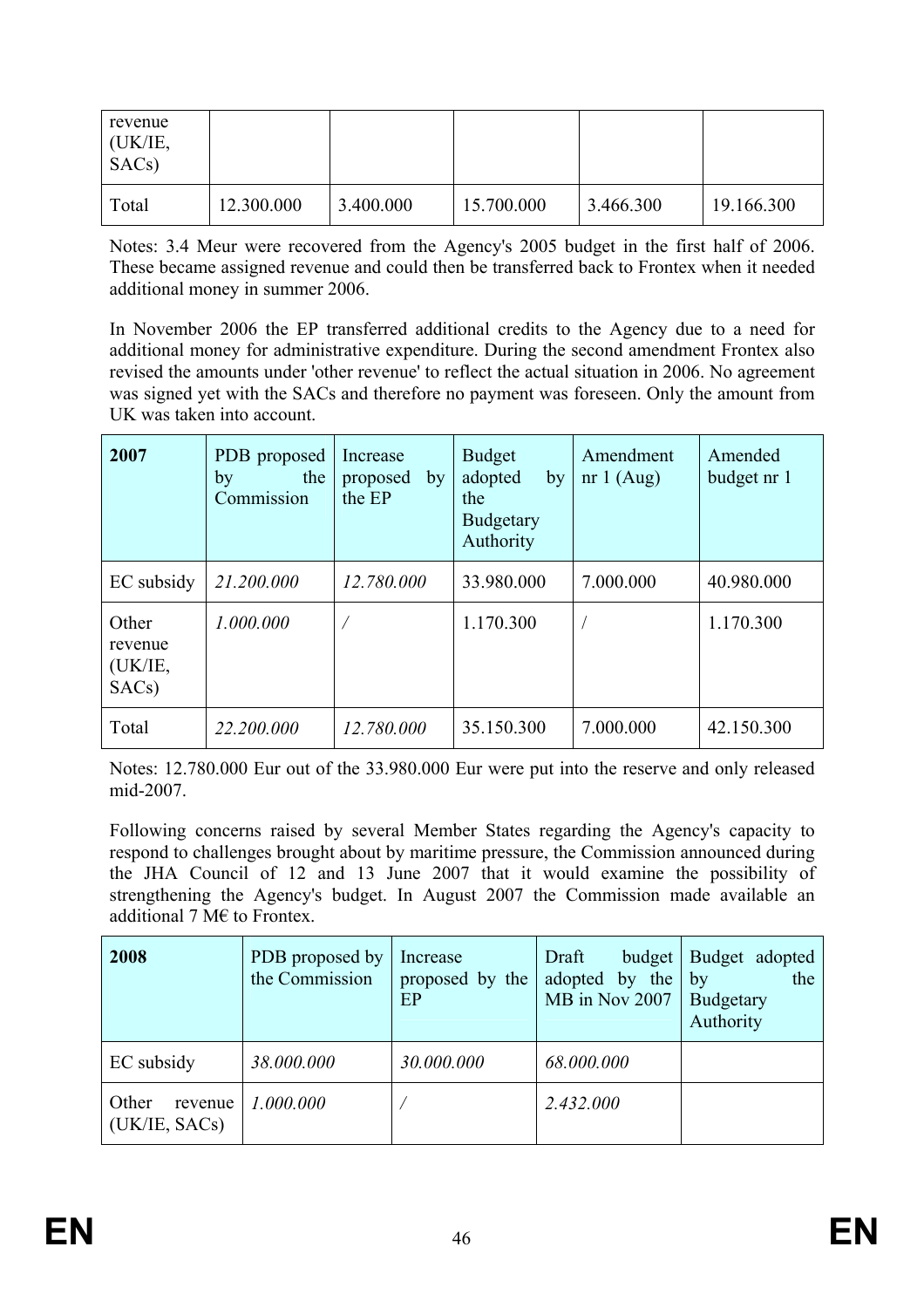| revenue (UK/IE, SACs) | | | | | |
|---|---|---|---|---|---|
| Total | 12.300.000 | 3.400.000 | 15.700.000 | 3.466.300 | 19.166.300 |

Notes: 3.4 Meur were recovered from the Agency's 2005 budget in the first half of 2006. These became assigned revenue and could then be transferred back to Frontex when it needed additional money in summer 2006.

In November 2006 the EP transferred additional credits to the Agency due to a need for additional money for administrative expenditure. During the second amendment Frontex also revised the amounts under 'other revenue' to reflect the actual situation in 2006. No agreement was signed yet with the SACs and therefore no payment was foreseen. Only the amount from UK was taken into account.

| **2007** | PDB proposed by the Commission | Increase proposed by the EP | Budget adopted by the Budgetary Authority | Amendment nr 1 (Aug) | Amended budget nr 1 |
|---|---|---|---|---|---|
| EC subsidy | *21.200.000* | *12.780.000* | 33.980.000 | 7.000.000 | 40.980.000 |
| Other revenue (UK/IE, SACs) | *1.000.000* | / | 1.170.300 | / | 1.170.300 |
| Total | *22.200.000* | *12.780.000* | 35.150.300 | 7.000.000 | 42.150.300 |

Notes: 12.780.000 Eur out of the 33.980.000 Eur were put into the reserve and only released mid-2007.

Following concerns raised by several Member States regarding the Agency's capacity to respond to challenges brought about by maritime pressure, the Commission announced during the JHA Council of 12 and 13 June 2007 that it would examine the possibility of strengthening the Agency's budget. In August 2007 the Commission made available an additional 7 M€ to Frontex.

| **2008** | PDB proposed by the Commission | Increase proposed by the EP | Draft budget adopted by the MB in Nov 2007 | Budget adopted by the Budgetary Authority |
|---|---|---|---|---|
| EC subsidy | *38.000.000* | *30.000.000* | *68.000.000* | |
| Other revenue (UK/IE, SACs) | *1.000.000* | / | *2.432.000* | |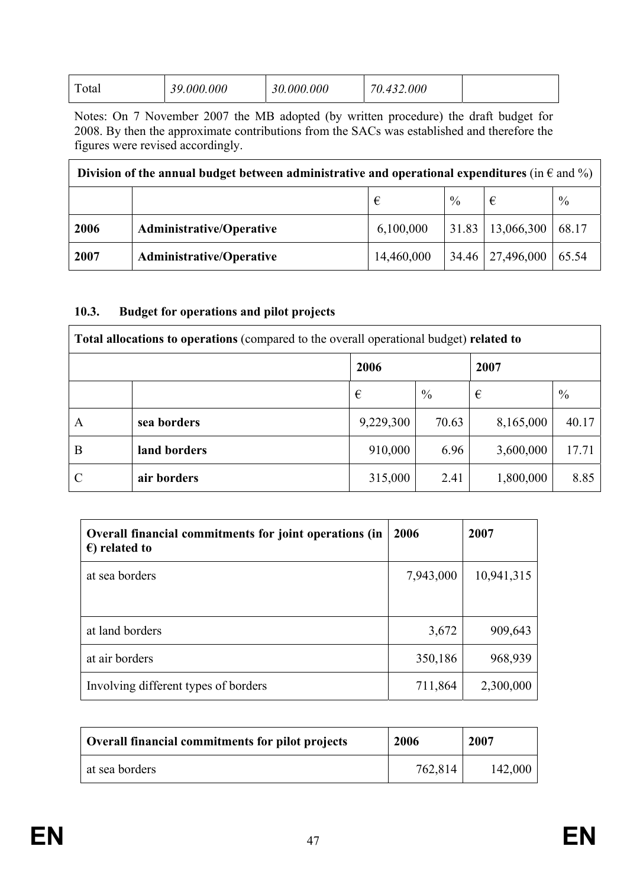| Total | *39.000.000* | *30.000.000* | *70.432.000* | |
|---|---|---|---|---|

Notes: On 7 November 2007 the MB adopted (by written procedure) the draft budget for 2008. By then the approximate contributions from the SACs was established and therefore the figures were revised accordingly.

| **Division of the annual budget between administrative and operational expenditures** (in € and %) | | | | | |
|---|---|---|---|---|---|
| | | € | % | € | % |
| **2006** | **Administrative/Operative** | 6,100,000 | 31.83 | 13,066,300 | 68.17 |
| **2007** | **Administrative/Operative** | 14,460,000 | 34.46 | 27,496,000 | 65.54 |

### 10.3. Budget for operations and pilot projects

| **Total allocations to operations** (compared to the overall operational budget) **related to** | | | | | |
|---|---|---|---|---|---|
| | | **2006** | | **2007** | |
| | | € | % | € | % |
| A | **sea borders** | 9,229,300 | 70.63 | 8,165,000 | 40.17 |
| B | **land borders** | 910,000 | 6.96 | 3,600,000 | 17.71 |
| C | **air borders** | 315,000 | 2.41 | 1,800,000 | 8.85 |

| **Overall financial commitments for joint operations (in €) related to** | **2006** | **2007** |
|---|---|---|
| at sea borders | 7,943,000 | 10,941,315 |
| at land borders | 3,672 | 909,643 |
| at air borders | 350,186 | 968,939 |
| Involving different types of borders | 711,864 | 2,300,000 |

| **Overall financial commitments for pilot projects** | **2006** | **2007** |
|---|---|---|
| at sea borders | 762,814 | 142,000 |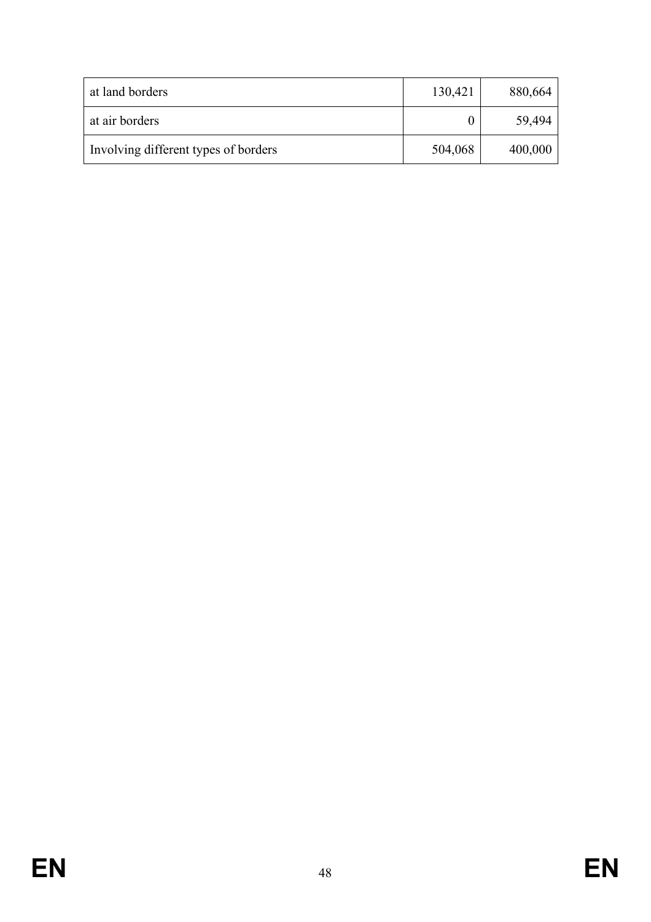| | | |
|---|---|---|
| at land borders | 130,421 | 880,664 |
| at air borders | 0 | 59,494 |
| Involving different types of borders | 504,068 | 400,000 |